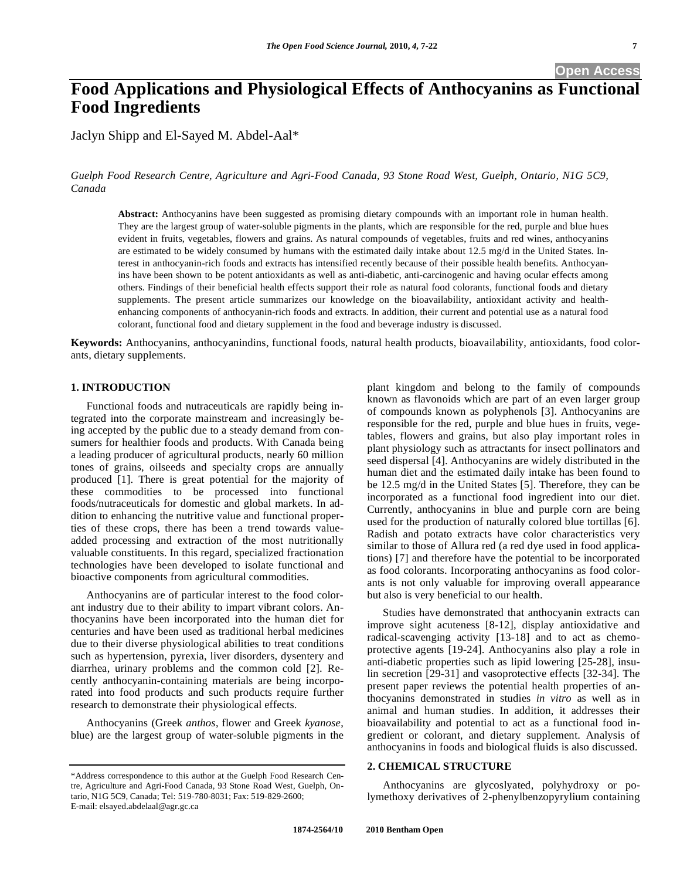Open Access

# Food Applications and Physiological Effects of Anthocyanins as Functional Food Ingredients

Jaclyn Shipp and El-Sayed M. Abdel-Aal*

*Guelph Food Research Centre, Agriculture and Agri-Food Canada, 93 Stone Road West, Guelph, Ontario, N1G 5C9, Canada*

**Abstract:** Anthocyanins have been suggested as promising dietary compounds with an important role in human health. They are the largest group of water-soluble pigments in the plants, which are responsible for the red, purple and blue hues evident in fruits, vegetables, flowers and grains. As natural compounds of vegetables, fruits and red wines, anthocyanins are estimated to be widely consumed by humans with the estimated daily intake about 12.5 mg/d in the United States. Interest in anthocyanin-rich foods and extracts has intensified recently because of their possible health benefits. Anthocyanins have been shown to be potent antioxidants as well as anti-diabetic, anti-carcinogenic and having ocular effects among others. Findings of their beneficial health effects support their role as natural food colorants, functional foods and dietary supplements. The present article summarizes our knowledge on the bioavailability, antioxidant activity and health-enhancing components of anthocyanin-rich foods and extracts. In addition, their current and potential use as a natural food colorant, functional food and dietary supplement in the food and beverage industry is discussed.

**Keywords:** Anthocyanins, anthocyanindins, functional foods, natural health products, bioavailability, antioxidants, food colorants, dietary supplements.

## 1. INTRODUCTION

Functional foods and nutraceuticals are rapidly being integrated into the corporate mainstream and increasingly being accepted by the public due to a steady demand from consumers for healthier foods and products. With Canada being a leading producer of agricultural products, nearly 60 million tones of grains, oilseeds and specialty crops are annually produced [1]. There is great potential for the majority of these commodities to be processed into functional foods/nutraceuticals for domestic and global markets. In addition to enhancing the nutritive value and functional properties of these crops, there has been a trend towards value-added processing and extraction of the most nutritionally valuable constituents. In this regard, specialized fractionation technologies have been developed to isolate functional and bioactive components from agricultural commodities.

Anthocyanins are of particular interest to the food colorant industry due to their ability to impart vibrant colors. Anthocyanins have been incorporated into the human diet for centuries and have been used as traditional herbal medicines due to their diverse physiological abilities to treat conditions such as hypertension, pyrexia, liver disorders, dysentery and diarrhea, urinary problems and the common cold [2]. Recently anthocyanin-containing materials are being incorporated into food products and such products require further research to demonstrate their physiological effects.

Anthocyanins (Greek *anthos*, flower and Greek *kyanose*, blue) are the largest group of water-soluble pigments in the plant kingdom and belong to the family of compounds known as flavonoids which are part of an even larger group of compounds known as polyphenols [3]. Anthocyanins are responsible for the red, purple and blue hues in fruits, vegetables, flowers and grains, but also play important roles in plant physiology such as attractants for insect pollinators and seed dispersal [4]. Anthocyanins are widely distributed in the human diet and the estimated daily intake has been found to be 12.5 mg/d in the United States [5]. Therefore, they can be incorporated as a functional food ingredient into our diet. Currently, anthocyanins in blue and purple corn are being used for the production of naturally colored blue tortillas [6]. Radish and potato extracts have color characteristics very similar to those of Allura red (a red dye used in food applications) [7] and therefore have the potential to be incorporated as food colorants. Incorporating anthocyanins as food colorants is not only valuable for improving overall appearance but also is very beneficial to our health.

Studies have demonstrated that anthocyanin extracts can improve sight acuteness [8-12], display antioxidative and radical-scavenging activity [13-18] and to act as chemoprotective agents [19-24]. Anthocyanins also play a role in anti-diabetic properties such as lipid lowering [25-28], insulin secretion [29-31] and vasoprotective effects [32-34]. The present paper reviews the potential health properties of anthocyanins demonstrated in studies *in vitro* as well as in animal and human studies. In addition, it addresses their bioavailability and potential to act as a functional food ingredient or colorant, and dietary supplement. Analysis of anthocyanins in foods and biological fluids is also discussed.

## 2. CHEMICAL STRUCTURE

Anthocyanins are glycoslyated, polyhydroxy or polymethoxy derivatives of 2-phenylbenzopyrylium containing

---

*Address correspondence to this author at the Guelph Food Research Centre, Agriculture and Agri-Food Canada, 93 Stone Road West, Guelph, Ontario, N1G 5C9, Canada; Tel: 519-780-8031; Fax: 519-829-2600; E-mail: elsayed.abdelaal@agr.gc.ca

1874-2564/10 2010 Bentham Open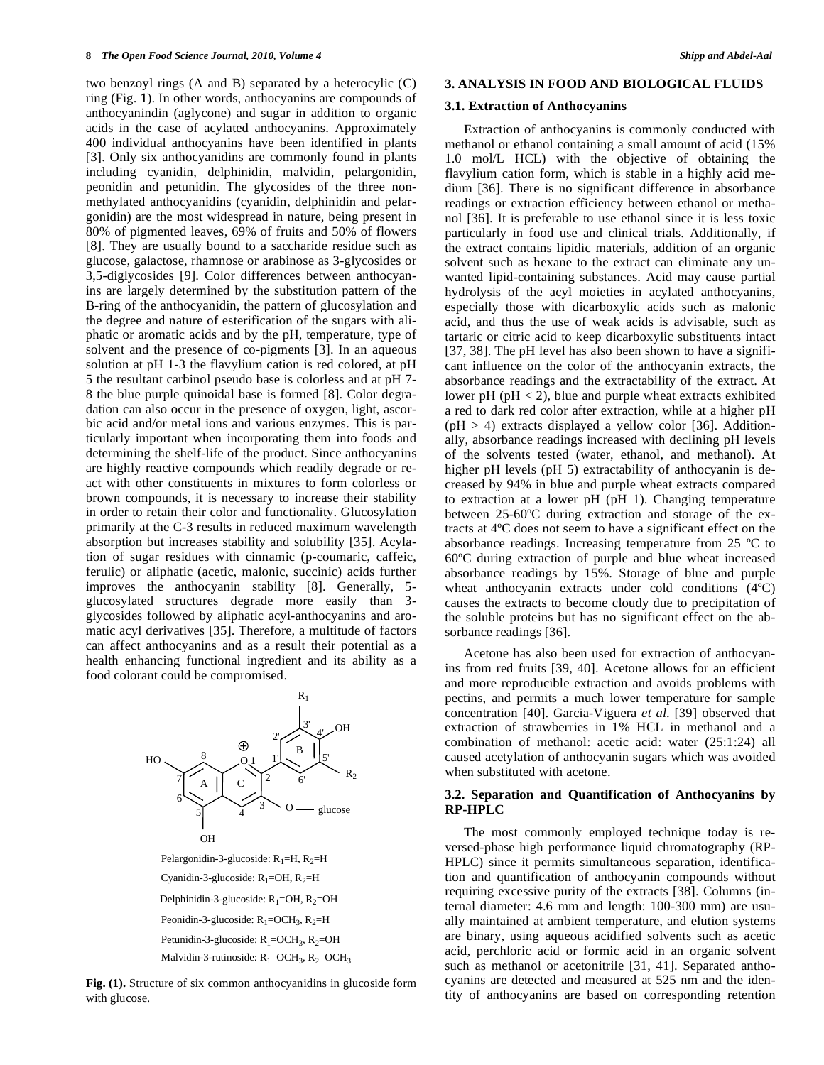two benzoyl rings (A and B) separated by a heterocylic (C) ring (Fig. **1**). In other words, anthocyanins are compounds of anthocyanindin (aglycone) and sugar in addition to organic acids in the case of acylated anthocyanins. Approximately 400 individual anthocyanins have been identified in plants [3]. Only six anthocyanidins are commonly found in plants including cyanidin, delphinidin, malvidin, pelargonidin, peonidin and petunidin. The glycosides of the three non-methylated anthocyanidins (cyanidin, delphinidin and pelargonidin) are the most widespread in nature, being present in 80% of pigmented leaves, 69% of fruits and 50% of flowers [8]. They are usually bound to a saccharide residue such as glucose, galactose, rhamnose or arabinose as 3-glycosides or 3,5-diglycosides [9]. Color differences between anthocyanins are largely determined by the substitution pattern of the B-ring of the anthocyanidin, the pattern of glucosylation and the degree and nature of esterification of the sugars with aliphatic or aromatic acids and by the pH, temperature, type of solvent and the presence of co-pigments [3]. In an aqueous solution at pH 1-3 the flavylium cation is red colored, at pH 5 the resultant carbinol pseudo base is colorless and at pH 7-8 the blue purple quinoidal base is formed [8]. Color degradation can also occur in the presence of oxygen, light, ascorbic acid and/or metal ions and various enzymes. This is particularly important when incorporating them into foods and determining the shelf-life of the product. Since anthocyanins are highly reactive compounds which readily degrade or react with other constituents in mixtures to form colorless or brown compounds, it is necessary to increase their stability in order to retain their color and functionality. Glucosylation primarily at the C-3 results in reduced maximum wavelength absorption but increases stability and solubility [35]. Acylation of sugar residues with cinnamic (p-coumaric, caffeic, ferulic) or aliphatic (acetic, malonic, succinic) acids further improves the anthocyanin stability [8]. Generally, 5-glucosylated structures degrade more easily than 3-glycosides followed by aliphatic acyl-anthocyanins and aromatic acyl derivatives [35]. Therefore, a multitude of factors can affect anthocyanins and as a result their potential as a health enhancing functional ingredient and its ability as a food colorant could be compromised.

Pelargonidin-3-glucoside: $R_1$=H, $R_2$=H

Cyanidin-3-glucoside: $R_1$=OH, $R_2$=H

Delphinidin-3-glucoside: $R_1$=OH, $R_2$=OH

Peonidin-3-glucoside: $R_1$=$OCH_3$, $R_2$=H

Petunidin-3-glucoside: $R_1$=$OCH_3$, $R_2$=OH

Malvidin-3-rutinoside: $R_1$=$OCH_3$, $R_2$=$OCH_3$

**Fig. (1).** Structure of six common anthocyanidins in glucoside form with glucose.

## 3. ANALYSIS IN FOOD AND BIOLOGICAL FLUIDS

### 3.1. Extraction of Anthocyanins

Extraction of anthocyanins is commonly conducted with methanol or ethanol containing a small amount of acid (15% 1.0 mol/L HCL) with the objective of obtaining the flavylium cation form, which is stable in a highly acid medium [36]. There is no significant difference in absorbance readings or extraction efficiency between ethanol or methanol [36]. It is preferable to use ethanol since it is less toxic particularly in food use and clinical trials. Additionally, if the extract contains lipidic materials, addition of an organic solvent such as hexane to the extract can eliminate any unwanted lipid-containing substances. Acid may cause partial hydrolysis of the acyl moieties in acylated anthocyanins, especially those with dicarboxylic acids such as malonic acid, and thus the use of weak acids is advisable, such as tartaric or citric acid to keep dicarboxylic substituents intact [37, 38]. The pH level has also been shown to have a significant influence on the color of the anthocyanin extracts, the absorbance readings and the extractability of the extract. At lower pH (pH < 2), blue and purple wheat extracts exhibited a red to dark red color after extraction, while at a higher pH (pH > 4) extracts displayed a yellow color [36]. Additionally, absorbance readings increased with declining pH levels of the solvents tested (water, ethanol, and methanol). At higher pH levels (pH 5) extractability of anthocyanin is decreased by 94% in blue and purple wheat extracts compared to extraction at a lower pH (pH 1). Changing temperature between 25-60ºC during extraction and storage of the extracts at 4ºC does not seem to have a significant effect on the absorbance readings. Increasing temperature from 25 ºC to 60ºC during extraction of purple and blue wheat increased absorbance readings by 15%. Storage of blue and purple wheat anthocyanin extracts under cold conditions (4ºC) causes the extracts to become cloudy due to precipitation of the soluble proteins but has no significant effect on the absorbance readings [36].

Acetone has also been used for extraction of anthocyanins from red fruits [39, 40]. Acetone allows for an efficient and more reproducible extraction and avoids problems with pectins, and permits a much lower temperature for sample concentration [40]. Garcia-Viguera *et al.* [39] observed that extraction of strawberries in 1% HCL in methanol and a combination of methanol: acetic acid: water (25:1:24) all caused acetylation of anthocyanin sugars which was avoided when substituted with acetone.

### 3.2. Separation and Quantification of Anthocyanins by RP-HPLC

The most commonly employed technique today is reversed-phase high performance liquid chromatography (RP-HPLC) since it permits simultaneous separation, identification and quantification of anthocyanin compounds without requiring excessive purity of the extracts [38]. Columns (internal diameter: 4.6 mm and length: 100-300 mm) are usually maintained at ambient temperature, and elution systems are binary, using aqueous acidified solvents such as acetic acid, perchloric acid or formic acid in an organic solvent such as methanol or acetonitrile [31, 41]. Separated anthocyanins are detected and measured at 525 nm and the identity of anthocyanins are based on corresponding retention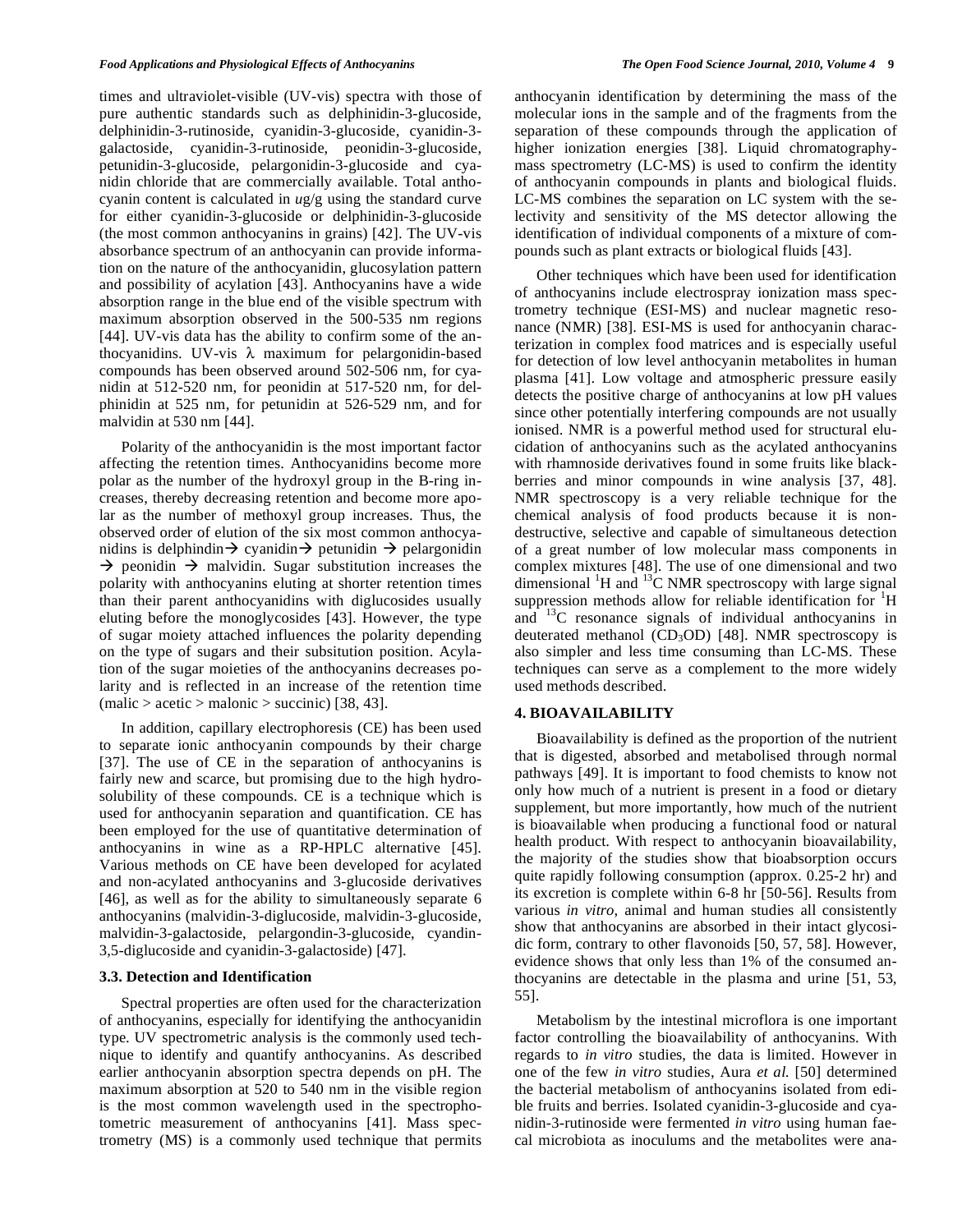times and ultraviolet-visible (UV-vis) spectra with those of pure authentic standards such as delphinidin-3-glucoside, delphinidin-3-rutinoside, cyanidin-3-glucoside, cyanidin-3-galactoside, cyanidin-3-rutinoside, peonidin-3-glucoside, petunidin-3-glucoside, pelargonidin-3-glucoside and cyanidin chloride that are commercially available. Total anthocyanin content is calculated in *u*g/g using the standard curve for either cyanidin-3-glucoside or delphinidin-3-glucoside (the most common anthocyanins in grains) [42]. The UV-vis absorbance spectrum of an anthocyanin can provide information on the nature of the anthocyanidin, glucosylation pattern and possibility of acylation [43]. Anthocyanins have a wide absorption range in the blue end of the visible spectrum with maximum absorption observed in the 500-535 nm regions [44]. UV-vis data has the ability to confirm some of the anthocyanidins. UV-vis $\lambda$ maximum for pelargonidin-based compounds has been observed around 502-506 nm, for cyanidin at 512-520 nm, for peonidin at 517-520 nm, for delphinidin at 525 nm, for petunidin at 526-529 nm, and for malvidin at 530 nm [44].

Polarity of the anthocyanidin is the most important factor affecting the retention times. Anthocyanidins become more polar as the number of the hydroxyl group in the B-ring increases, thereby decreasing retention and become more apolar as the number of methoxyl group increases. Thus, the observed order of elution of the six most common anthocyanidins is delphindin → cyanidin → petunidin → pelargonidin → peonidin → malvidin. Sugar substitution increases the polarity with anthocyanins eluting at shorter retention times than their parent anthocyanidins with diglucosides usually eluting before the monoglycosides [43]. However, the type of sugar moiety attached influences the polarity depending on the type of sugars and their subsitution position. Acylation of the sugar moieties of the anthocyanins decreases polarity and is reflected in an increase of the retention time (malic > acetic > malonic > succinic) [38, 43].

In addition, capillary electrophoresis (CE) has been used to separate ionic anthocyanin compounds by their charge [37]. The use of CE in the separation of anthocyanins is fairly new and scarce, but promising due to the high hydrosolubility of these compounds. CE is a technique which is used for anthocyanin separation and quantification. CE has been employed for the use of quantitative determination of anthocyanins in wine as a RP-HPLC alternative [45]. Various methods on CE have been developed for acylated and non-acylated anthocyanins and 3-glucoside derivatives [46], as well as for the ability to simultaneously separate 6 anthocyanins (malvidin-3-diglucoside, malvidin-3-glucoside, malvidin-3-galactoside, pelargondin-3-glucoside, cyandin-3,5-diglucoside and cyanidin-3-galactoside) [47].

### 3.3. Detection and Identification

Spectral properties are often used for the characterization of anthocyanins, especially for identifying the anthocyanidin type. UV spectrometric analysis is the commonly used technique to identify and quantify anthocyanins. As described earlier anthocyanin absorption spectra depends on pH. The maximum absorption at 520 to 540 nm in the visible region is the most common wavelength used in the spectrophotometric measurement of anthocyanins [41]. Mass spectrometry (MS) is a commonly used technique that permits anthocyanin identification by determining the mass of the molecular ions in the sample and of the fragments from the separation of these compounds through the application of higher ionization energies [38]. Liquid chromatography-mass spectrometry (LC-MS) is used to confirm the identity of anthocyanin compounds in plants and biological fluids. LC-MS combines the separation on LC system with the selectivity and sensitivity of the MS detector allowing the identification of individual components of a mixture of compounds such as plant extracts or biological fluids [43].

Other techniques which have been used for identification of anthocyanins include electrospray ionization mass spectrometry technique (ESI-MS) and nuclear magnetic resonance (NMR) [38]. ESI-MS is used for anthocyanin characterization in complex food matrices and is especially useful for detection of low level anthocyanin metabolites in human plasma [41]. Low voltage and atmospheric pressure easily detects the positive charge of anthocyanins at low pH values since other potentially interfering compounds are not usually ionised. NMR is a powerful method used for structural elucidation of anthocyanins such as the acylated anthocyanins with rhamnoside derivatives found in some fruits like blackberries and minor compounds in wine analysis [37, 48]. NMR spectroscopy is a very reliable technique for the chemical analysis of food products because it is non-destructive, selective and capable of simultaneous detection of a great number of low molecular mass components in complex mixtures [48]. The use of one dimensional and two dimensional $^{1}H$ and $^{13}C$ NMR spectroscopy with large signal suppression methods allow for reliable identification for $^{1}H$ and $^{13}C$ resonance signals of individual anthocyanins in deuterated methanol ($CD_3OD$) [48]. NMR spectroscopy is also simpler and less time consuming than LC-MS. These techniques can serve as a complement to the more widely used methods described.

## 4. BIOAVAILABILITY

Bioavailability is defined as the proportion of the nutrient that is digested, absorbed and metabolised through normal pathways [49]. It is important to food chemists to know not only how much of a nutrient is present in a food or dietary supplement, but more importantly, how much of the nutrient is bioavailable when producing a functional food or natural health product. With respect to anthocyanin bioavailability, the majority of the studies show that bioabsorption occurs quite rapidly following consumption (approx. 0.25-2 hr) and its excretion is complete within 6-8 hr [50-56]. Results from various *in vitro*, animal and human studies all consistently show that anthocyanins are absorbed in their intact glycosidic form, contrary to other flavonoids [50, 57, 58]. However, evidence shows that only less than 1% of the consumed anthocyanins are detectable in the plasma and urine [51, 53, 55].

Metabolism by the intestinal microflora is one important factor controlling the bioavailability of anthocyanins. With regards to *in vitro* studies, the data is limited. However in one of the few *in vitro* studies, Aura *et al.* [50] determined the bacterial metabolism of anthocyanins isolated from edible fruits and berries. Isolated cyanidin-3-glucoside and cyanidin-3-rutinoside were fermented *in vitro* using human faecal microbiota as inoculums and the metabolites were ana-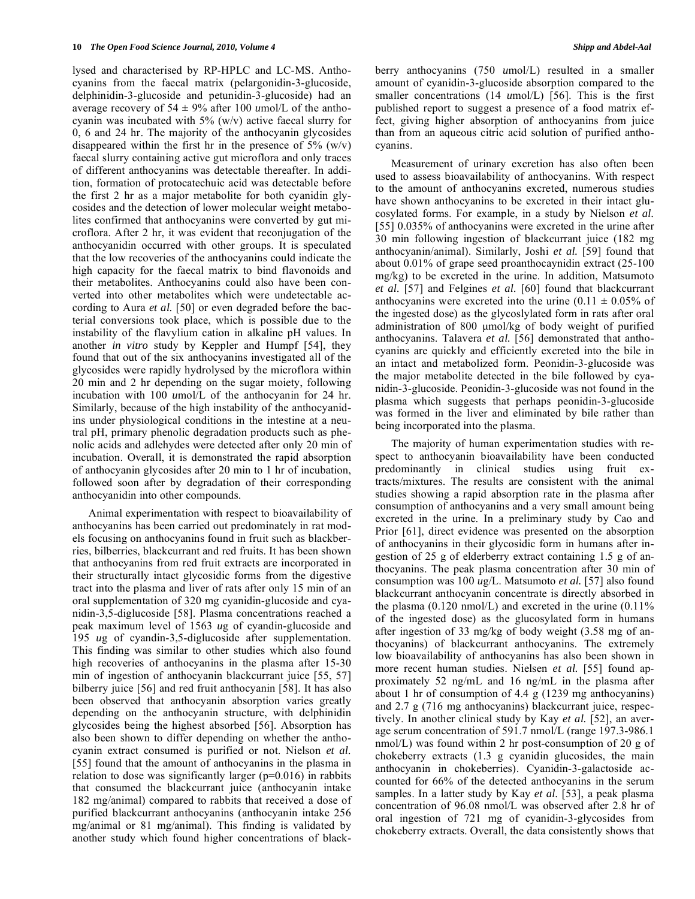lysed and characterised by RP-HPLC and LC-MS. Anthocyanins from the faecal matrix (pelargonidin-3-glucoside, delphinidin-3-glucoside and petunidin-3-glucoside) had an average recovery of 54 ± 9% after 100 *u*mol/L of the anthocyanin was incubated with 5% (w/v) active faecal slurry for 0, 6 and 24 hr. The majority of the anthocyanin glycosides disappeared within the first hr in the presence of 5% (w/v) faecal slurry containing active gut microflora and only traces of different anthocyanins was detectable thereafter. In addition, formation of protocatechuic acid was detectable before the first 2 hr as a major metabolite for both cyanidin glycosides and the detection of lower molecular weight metabolites confirmed that anthocyanins were converted by gut microflora. After 2 hr, it was evident that reconjugation of the anthocyanidin occurred with other groups. It is speculated that the low recoveries of the anthocyanins could indicate the high capacity for the faecal matrix to bind flavonoids and their metabolites. Anthocyanins could also have been converted into other metabolites which were undetectable according to Aura *et al.* [50] or even degraded before the bacterial conversions took place, which is possible due to the instability of the flavylium cation in alkaline pH values. In another *in vitro* study by Keppler and Humpf [54], they found that out of the six anthocyanins investigated all of the glycosides were rapidly hydrolysed by the microflora within 20 min and 2 hr depending on the sugar moiety, following incubation with 100 *u*mol/L of the anthocyanin for 24 hr. Similarly, because of the high instability of the anthocyanidins under physiological conditions in the intestine at a neutral pH, primary phenolic degradation products such as phenolic acids and adlehydes were detected after only 20 min of incubation. Overall, it is demonstrated the rapid absorption of anthocyanin glycosides after 20 min to 1 hr of incubation, followed soon after by degradation of their corresponding anthocyanidin into other compounds.

Animal experimentation with respect to bioavailability of anthocyanins has been carried out predominately in rat models focusing on anthocyanins found in fruit such as blackberries, bilberries, blackcurrant and red fruits. It has been shown that anthocyanins from red fruit extracts are incorporated in their structurally intact glycosidic forms from the digestive tract into the plasma and liver of rats after only 15 min of an oral supplementation of 320 mg cyanidin-glucoside and cyanidin-3,5-diglucoside [58]. Plasma concentrations reached a peak maximum level of 1563 *u*g of cyandin-glucoside and 195 *u*g of cyandin-3,5-diglucoside after supplementation. This finding was similar to other studies which also found high recoveries of anthocyanins in the plasma after 15-30 min of ingestion of anthocyanin blackcurrant juice [55, 57] bilberry juice [56] and red fruit anthocyanin [58]. It has also been observed that anthocyanin absorption varies greatly depending on the anthocyanin structure, with delphinidin glycosides being the highest absorbed [56]. Absorption has also been shown to differ depending on whether the anthocyanin extract consumed is purified or not. Nielson *et al.* [55] found that the amount of anthocyanins in the plasma in relation to dose was significantly larger ($p=0.016$) in rabbits that consumed the blackcurrant juice (anthocyanin intake 182 mg/animal) compared to rabbits that received a dose of purified blackcurrant anthocyanins (anthocyanin intake 256 mg/animal or 81 mg/animal). This finding is validated by another study which found higher concentrations of blackberry anthocyanins (750 *u*mol/L) resulted in a smaller amount of cyanidin-3-glucoside absorption compared to the smaller concentrations (14 *u*mol/L) [56]. This is the first published report to suggest a presence of a food matrix effect, giving higher absorption of anthocyanins from juice than from an aqueous citric acid solution of purified anthocyanins.

Measurement of urinary excretion has also often been used to assess bioavailability of anthocyanins. With respect to the amount of anthocyanins excreted, numerous studies have shown anthocyanins to be excreted in their intact glucosylated forms. For example, in a study by Nielson *et al.* [55] 0.035% of anthocyanins were excreted in the urine after 30 min following ingestion of blackcurrant juice (182 mg anthocyanin/animal). Similarly, Joshi *et al.* [59] found that about 0.01% of grape seed proanthocaynidin extract (25-100 mg/kg) to be excreted in the urine. In addition, Matsumoto *et al.* [57] and Felgines *et al.* [60] found that blackcurrant anthocyanins were excreted into the urine (0.11 ± 0.05% of the ingested dose) as the glycoslylated form in rats after oral administration of 800 μmol/kg of body weight of purified anthocyanins. Talavera *et al.* [56] demonstrated that anthocyanins are quickly and efficiently excreted into the bile in an intact and metabolized form. Peonidin-3-glucoside was the major metabolite detected in the bile followed by cyanidin-3-glucoside. Peonidin-3-glucoside was not found in the plasma which suggests that perhaps peonidin-3-glucoside was formed in the liver and eliminated by bile rather than being incorporated into the plasma.

The majority of human experimentation studies with respect to anthocyanin bioavailability have been conducted predominantly in clinical studies using fruit extracts/mixtures. The results are consistent with the animal studies showing a rapid absorption rate in the plasma after consumption of anthocyanins and a very small amount being excreted in the urine. In a preliminary study by Cao and Prior [61], direct evidence was presented on the absorption of anthocyanins in their glycosidic form in humans after ingestion of 25 g of elderberry extract containing 1.5 g of anthocyanins. The peak plasma concentration after 30 min of consumption was 100 *u*g/L. Matsumoto *et al.* [57] also found blackcurrant anthocyanin concentrate is directly absorbed in the plasma (0.120 nmol/L) and excreted in the urine (0.11% of the ingested dose) as the glucosylated form in humans after ingestion of 33 mg/kg of body weight (3.58 mg of anthocyanins) of blackcurrant anthocyanins. The extremely low bioavailability of anthocyanins has also been shown in more recent human studies. Nielsen *et al.* [55] found approximately 52 ng/mL and 16 ng/mL in the plasma after about 1 hr of consumption of 4.4 g (1239 mg anthocyanins) and 2.7 g (716 mg anthocyanins) blackcurrant juice, respectively. In another clinical study by Kay *et al.* [52], an average serum concentration of 591.7 nmol/L (range 197.3-986.1 nmol/L) was found within 2 hr post-consumption of 20 g of chokeberry extracts (1.3 g cyanidin glucosides, the main anthocyanin in chokeberries). Cyanidin-3-galactoside accounted for 66% of the detected anthocyanins in the serum samples. In a latter study by Kay *et al.* [53], a peak plasma concentration of 96.08 nmol/L was observed after 2.8 hr of oral ingestion of 721 mg of cyanidin-3-glycosides from chokeberry extracts. Overall, the data consistently shows that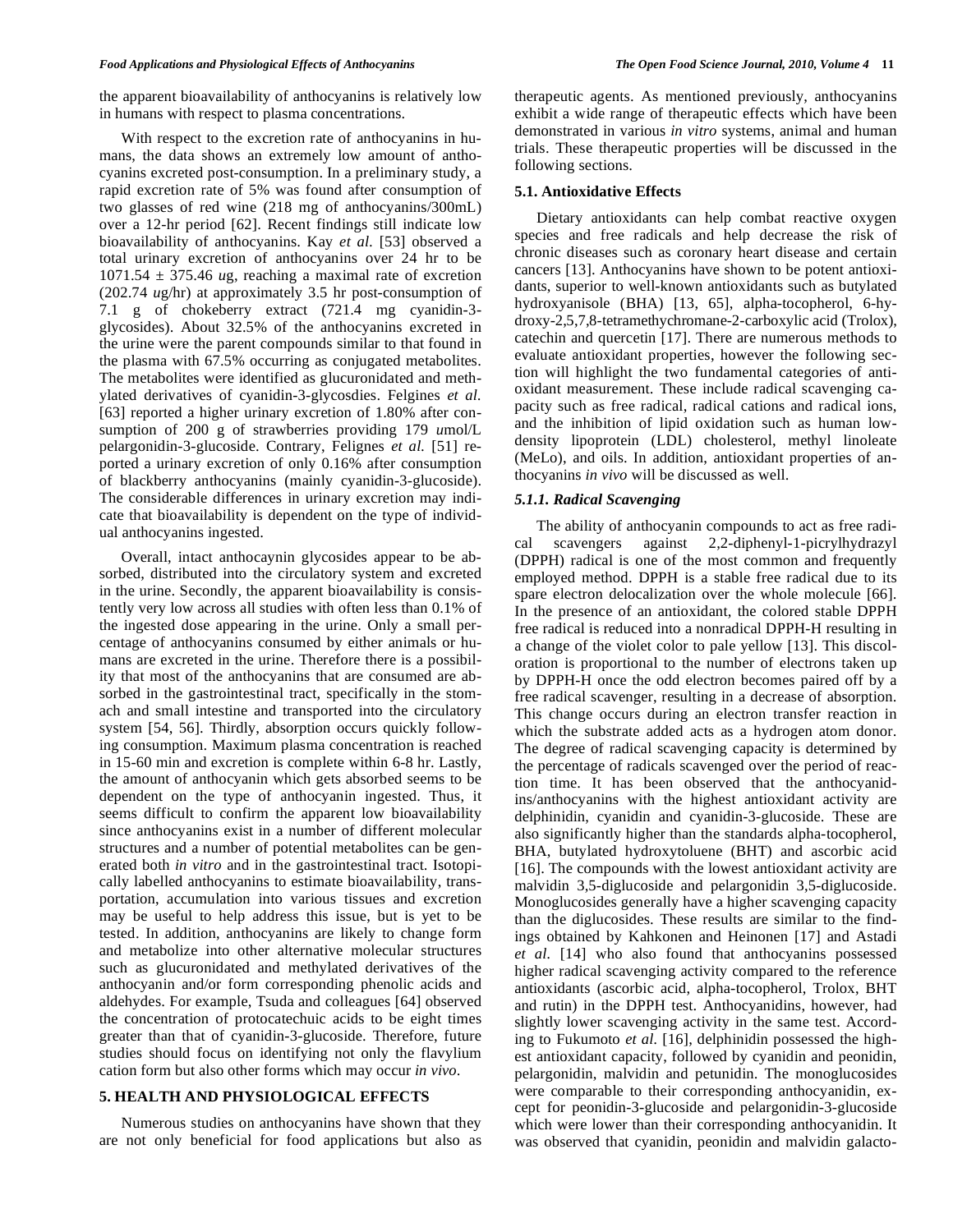the apparent bioavailability of anthocyanins is relatively low in humans with respect to plasma concentrations.

With respect to the excretion rate of anthocyanins in humans, the data shows an extremely low amount of anthocyanins excreted post-consumption. In a preliminary study, a rapid excretion rate of 5% was found after consumption of two glasses of red wine (218 mg of anthocyanins/300mL) over a 12-hr period [62]. Recent findings still indicate low bioavailability of anthocyanins. Kay *et al.* [53] observed a total urinary excretion of anthocyanins over 24 hr to be 1071.54 ± 375.46 *u*g, reaching a maximal rate of excretion (202.74 *u*g/hr) at approximately 3.5 hr post-consumption of 7.1 g of chokeberry extract (721.4 mg cyanidin-3-glycosides). About 32.5% of the anthocyanins excreted in the urine were the parent compounds similar to that found in the plasma with 67.5% occurring as conjugated metabolites. The metabolites were identified as glucuronidated and methylated derivatives of cyanidin-3-glycosdies. Felgines *et al.* [63] reported a higher urinary excretion of 1.80% after consumption of 200 g of strawberries providing 179 *u*mol/L pelargonidin-3-glucoside. Contrary, Felignes *et al.* [51] reported a urinary excretion of only 0.16% after consumption of blackberry anthocyanins (mainly cyanidin-3-glucoside). The considerable differences in urinary excretion may indicate that bioavailability is dependent on the type of individual anthocyanins ingested.

Overall, intact anthocaynin glycosides appear to be absorbed, distributed into the circulatory system and excreted in the urine. Secondly, the apparent bioavailability is consistently very low across all studies with often less than 0.1% of the ingested dose appearing in the urine. Only a small percentage of anthocyanins consumed by either animals or humans are excreted in the urine. Therefore there is a possibility that most of the anthocyanins that are consumed are absorbed in the gastrointestinal tract, specifically in the stomach and small intestine and transported into the circulatory system [54, 56]. Thirdly, absorption occurs quickly following consumption. Maximum plasma concentration is reached in 15-60 min and excretion is complete within 6-8 hr. Lastly, the amount of anthocyanin which gets absorbed seems to be dependent on the type of anthocyanin ingested. Thus, it seems difficult to confirm the apparent low bioavailability since anthocyanins exist in a number of different molecular structures and a number of potential metabolites can be generated both *in vitro* and in the gastrointestinal tract. Isotopically labelled anthocyanins to estimate bioavailability, transportation, accumulation into various tissues and excretion may be useful to help address this issue, but is yet to be tested. In addition, anthocyanins are likely to change form and metabolize into other alternative molecular structures such as glucuronidated and methylated derivatives of the anthocyanin and/or form corresponding phenolic acids and aldehydes. For example, Tsuda and colleagues [64] observed the concentration of protocatechuic acids to be eight times greater than that of cyanidin-3-glucoside. Therefore, future studies should focus on identifying not only the flavylium cation form but also other forms which may occur *in vivo*.

## 5. HEALTH AND PHYSIOLOGICAL EFFECTS

Numerous studies on anthocyanins have shown that they are not only beneficial for food applications but also as therapeutic agents. As mentioned previously, anthocyanins exhibit a wide range of therapeutic effects which have been demonstrated in various *in vitro* systems, animal and human trials. These therapeutic properties will be discussed in the following sections.

### 5.1. Antioxidative Effects

Dietary antioxidants can help combat reactive oxygen species and free radicals and help decrease the risk of chronic diseases such as coronary heart disease and certain cancers [13]. Anthocyanins have shown to be potent antioxidants, superior to well-known antioxidants such as butylated hydroxyanisole (BHA) [13, 65], alpha-tocopherol, 6-hydroxy-2,5,7,8-tetramethychromane-2-carboxylic acid (Trolox), catechin and quercetin [17]. There are numerous methods to evaluate antioxidant properties, however the following section will highlight the two fundamental categories of antioxidant measurement. These include radical scavenging capacity such as free radical, radical cations and radical ions, and the inhibition of lipid oxidation such as human low-density lipoprotein (LDL) cholesterol, methyl linoleate (MeLo), and oils. In addition, antioxidant properties of anthocyanins *in vivo* will be discussed as well.

#### *5.1.1. Radical Scavenging*

The ability of anthocyanin compounds to act as free radical scavengers against 2,2-diphenyl-1-picrylhydrazyl (DPPH) radical is one of the most common and frequently employed method. DPPH is a stable free radical due to its spare electron delocalization over the whole molecule [66]. In the presence of an antioxidant, the colored stable DPPH free radical is reduced into a nonradical DPPH-H resulting in a change of the violet color to pale yellow [13]. This discoloration is proportional to the number of electrons taken up by DPPH-H once the odd electron becomes paired off by a free radical scavenger, resulting in a decrease of absorption. This change occurs during an electron transfer reaction in which the substrate added acts as a hydrogen atom donor. The degree of radical scavenging capacity is determined by the percentage of radicals scavenged over the period of reaction time. It has been observed that the anthocyanidins/anthocyanins with the highest antioxidant activity are delphinidin, cyanidin and cyanidin-3-glucoside. These are also significantly higher than the standards alpha-tocopherol, BHA, butylated hydroxytoluene (BHT) and ascorbic acid [16]. The compounds with the lowest antioxidant activity are malvidin 3,5-diglucoside and pelargonidin 3,5-diglucoside. Monoglucosides generally have a higher scavenging capacity than the diglucosides. These results are similar to the findings obtained by Kahkonen and Heinonen [17] and Astadi *et al.* [14] who also found that anthocyanins possessed higher radical scavenging activity compared to the reference antioxidants (ascorbic acid, alpha-tocopherol, Trolox, BHT and rutin) in the DPPH test. Anthocyanidins, however, had slightly lower scavenging activity in the same test. According to Fukumoto *et al.* [16], delphinidin possessed the highest antioxidant capacity, followed by cyanidin and peonidin, pelargonidin, malvidin and petunidin. The monoglucosides were comparable to their corresponding anthocyanidin, except for peonidin-3-glucoside and pelargonidin-3-glucoside which were lower than their corresponding anthocyanidin. It was observed that cyanidin, peonidin and malvidin galacto-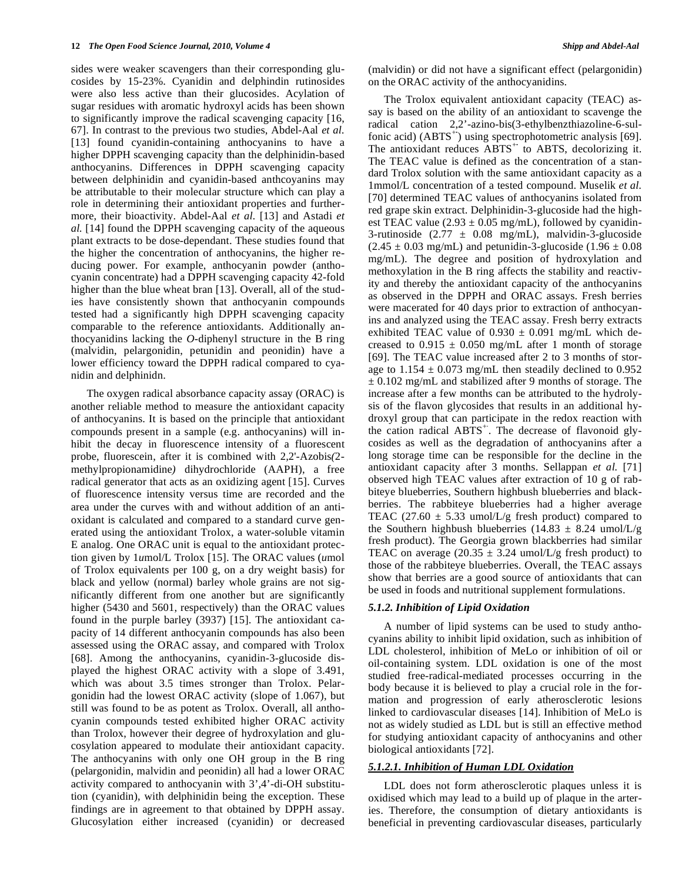sides were weaker scavengers than their corresponding glucosides by 15-23%. Cyanidin and delphindin rutinosides were also less active than their glucosides. Acylation of sugar residues with aromatic hydroxyl acids has been shown to significantly improve the radical scavenging capacity [16, 67]. In contrast to the previous two studies, Abdel-Aal *et al.* [13] found cyanidin-containing anthocyanins to have a higher DPPH scavenging capacity than the delphinidin-based anthocyanins. Differences in DPPH scavenging capacity between delphinidin and cyanidin-based anthcoyanins may be attributable to their molecular structure which can play a role in determining their antioxidant properties and furthermore, their bioactivity. Abdel-Aal *et al.* [13] and Astadi *et al.* [14] found the DPPH scavenging capacity of the aqueous plant extracts to be dose-dependant. These studies found that the higher the concentration of anthocyanins, the higher reducing power. For example, anthocyanin powder (anthocyanin concentrate) had a DPPH scavenging capacity 42-fold higher than the blue wheat bran [13]. Overall, all of the studies have consistently shown that anthocyanin compounds tested had a significantly high DPPH scavenging capacity comparable to the reference antioxidants. Additionally anthocyanidins lacking the *O*-diphenyl structure in the B ring (malvidin, pelargonidin, petunidin and peonidin) have a lower efficiency toward the DPPH radical compared to cyanidin and delphinidn.

The oxygen radical absorbance capacity assay (ORAC) is another reliable method to measure the antioxidant capacity of anthocyanins. It is based on the principle that antioxidant compounds present in a sample (e.g. anthocyanins) will inhibit the decay in fluorescence intensity of a fluorescent probe, fluorescein, after it is combined with 2,2'-Azobis*(*2-methylpropionamidine*)* dihydrochloride (AAPH), a free radical generator that acts as an oxidizing agent [15]. Curves of fluorescence intensity versus time are recorded and the area under the curves with and without addition of an antioxidant is calculated and compared to a standard curve generated using the antioxidant Trolox, a water-soluble vitamin E analog. One ORAC unit is equal to the antioxidant protection given by 1*u*mol/L Trolox [15]. The ORAC values (*u*mol of Trolox equivalents per 100 g, on a dry weight basis) for black and yellow (normal) barley whole grains are not significantly different from one another but are significantly higher (5430 and 5601, respectively) than the ORAC values found in the purple barley (3937) [15]. The antioxidant capacity of 14 different anthocyanin compounds has also been assessed using the ORAC assay, and compared with Trolox [68]. Among the anthocyanins, cyanidin-3-glucoside displayed the highest ORAC activity with a slope of 3.491, which was about 3.5 times stronger than Trolox. Pelargonidin had the lowest ORAC activity (slope of 1.067), but still was found to be as potent as Trolox. Overall, all anthocyanin compounds tested exhibited higher ORAC activity than Trolox, however their degree of hydroxylation and glucosylation appeared to modulate their antioxidant capacity. The anthocyanins with only one OH group in the B ring (pelargonidin, malvidin and peonidin) all had a lower ORAC activity compared to anthocyanin with 3',4'-di-OH substitution (cyanidin), with delphinidin being the exception. These findings are in agreement to that obtained by DPPH assay. Glucosylation either increased (cyanidin) or decreased (malvidin) or did not have a significant effect (pelargonidin) on the ORAC activity of the anthocyanidins.

The Trolox equivalent antioxidant capacity (TEAC) assay is based on the ability of an antioxidant to scavenge the radical cation 2,2'-azino-bis(3-ethylbenzthiazoline-6-sulfonic acid) ($ABTS^{+\cdot}$) using spectrophotometric analysis [69]. The antioxidant reduces $ABTS^{+\cdot}$ to ABTS, decolorizing it. The TEAC value is defined as the concentration of a standard Trolox solution with the same antioxidant capacity as a 1mmol/L concentration of a tested compound. Muselik *et al.* [70] determined TEAC values of anthocyanins isolated from red grape skin extract. Delphinidin-3-glucoside had the highest TEAC value (2.93 ± 0.05 mg/mL), followed by cyanidin-3-rutinoside (2.77 ± 0.08 mg/mL), malvidin-3-glucoside (2.45 ± 0.03 mg/mL) and petunidin-3-glucoside (1.96 ± 0.08 mg/mL). The degree and position of hydroxylation and methoxylation in the B ring affects the stability and reactivity and thereby the antioxidant capacity of the anthocyanins as observed in the DPPH and ORAC assays. Fresh berries were macerated for 40 days prior to extraction of anthocyanins and analyzed using the TEAC assay. Fresh berry extracts exhibited TEAC value of 0.930 ± 0.091 mg/mL which decreased to 0.915 ± 0.050 mg/mL after 1 month of storage [69]. The TEAC value increased after 2 to 3 months of storage to 1.154 ± 0.073 mg/mL then steadily declined to 0.952 ± 0.102 mg/mL and stabilized after 9 months of storage. The increase after a few months can be attributed to the hydrolysis of the flavon glycosides that results in an additional hydroxyl group that can participate in the redox reaction with the cation radical $ABTS^{+\cdot}$. The decrease of flavonoid glycosides as well as the degradation of anthocyanins after a long storage time can be responsible for the decline in the antioxidant capacity after 3 months. Sellappan *et al.* [71] observed high TEAC values after extraction of 10 g of rabbiteye blueberries, Southern highbush blueberries and blackberries. The rabbiteye blueberries had a higher average TEAC (27.60 ± 5.33 umol/L/g fresh product) compared to the Southern highbush blueberries (14.83 ± 8.24 umol/L/g fresh product). The Georgia grown blackberries had similar TEAC on average (20.35 ± 3.24 umol/L/g fresh product) to those of the rabbiteye blueberries. Overall, the TEAC assays show that berries are a good source of antioxidants that can be used in foods and nutritional supplement formulations.

#### *5.1.2. Inhibition of Lipid Oxidation*

A number of lipid systems can be used to study anthocyanins ability to inhibit lipid oxidation, such as inhibition of LDL cholesterol, inhibition of MeLo or inhibition of oil or oil-containing system. LDL oxidation is one of the most studied free-radical-mediated processes occurring in the body because it is believed to play a crucial role in the formation and progression of early atherosclerotic lesions linked to cardiovascular diseases [14]. Inhibition of MeLo is not as widely studied as LDL but is still an effective method for studying antioxidant capacity of anthocyanins and other biological antioxidants [72].

##### ***5.1.2.1. Inhibition of Human LDL Oxidation***

LDL does not form atherosclerotic plaques unless it is oxidised which may lead to a build up of plaque in the arteries. Therefore, the consumption of dietary antioxidants is beneficial in preventing cardiovascular diseases, particularly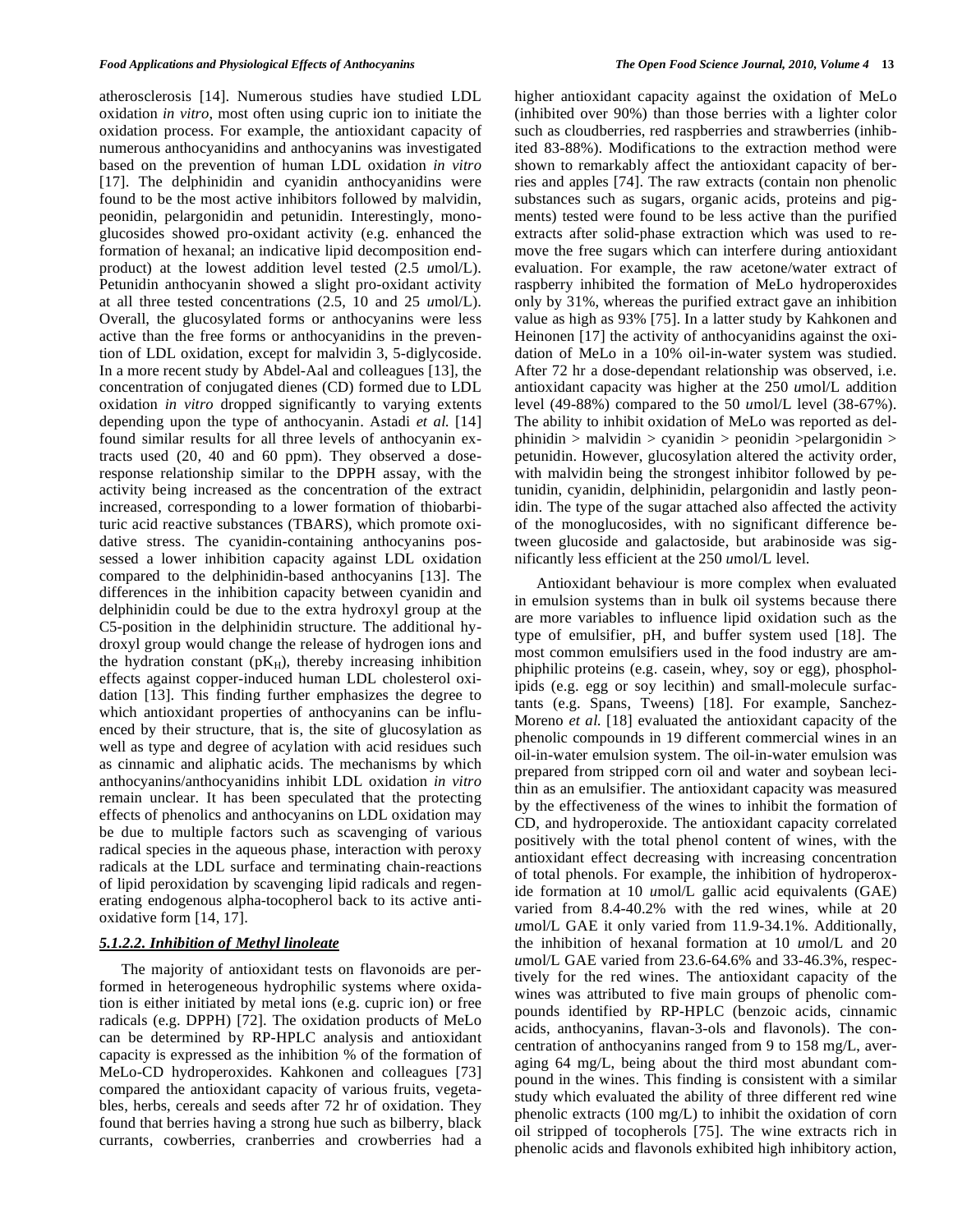atherosclerosis [14]. Numerous studies have studied LDL oxidation *in vitro*, most often using cupric ion to initiate the oxidation process. For example, the antioxidant capacity of numerous anthocyanidins and anthocyanins was investigated based on the prevention of human LDL oxidation *in vitro* [17]. The delphinidin and cyanidin anthocyanidins were found to be the most active inhibitors followed by malvidin, peonidin, pelargonidin and petunidin. Interestingly, monoglucosides showed pro-oxidant activity (e.g. enhanced the formation of hexanal; an indicative lipid decomposition end-product) at the lowest addition level tested (2.5 *u*mol/L). Petunidin anthocyanin showed a slight pro-oxidant activity at all three tested concentrations (2.5, 10 and 25 *u*mol/L). Overall, the glucosylated forms or anthocyanins were less active than the free forms or anthocyanidins in the prevention of LDL oxidation, except for malvidin 3, 5-diglycoside. In a more recent study by Abdel-Aal and colleagues [13], the concentration of conjugated dienes (CD) formed due to LDL oxidation *in vitro* dropped significantly to varying extents depending upon the type of anthocyanin. Astadi *et al.* [14] found similar results for all three levels of anthocyanin extracts used (20, 40 and 60 ppm). They observed a dose-response relationship similar to the DPPH assay, with the activity being increased as the concentration of the extract increased, corresponding to a lower formation of thiobarbituric acid reactive substances (TBARS), which promote oxidative stress. The cyanidin-containing anthocyanins possessed a lower inhibition capacity against LDL oxidation compared to the delphinidin-based anthocyanins [13]. The differences in the inhibition capacity between cyanidin and delphinidin could be due to the extra hydroxyl group at the C5-position in the delphinidin structure. The additional hydroxyl group would change the release of hydrogen ions and the hydration constant ($pK_H$), thereby increasing inhibition effects against copper-induced human LDL cholesterol oxidation [13]. This finding further emphasizes the degree to which antioxidant properties of anthocyanins can be influenced by their structure, that is, the site of glucosylation as well as type and degree of acylation with acid residues such as cinnamic and aliphatic acids. The mechanisms by which anthocyanins/anthocyanidins inhibit LDL oxidation *in vitro* remain unclear. It has been speculated that the protecting effects of phenolics and anthocyanins on LDL oxidation may be due to multiple factors such as scavenging of various radical species in the aqueous phase, interaction with peroxy radicals at the LDL surface and terminating chain-reactions of lipid peroxidation by scavenging lipid radicals and regenerating endogenous alpha-tocopherol back to its active antioxidative form [14, 17].

##### *5.1.2.2. Inhibition of Methyl linoleate*

The majority of antioxidant tests on flavonoids are performed in heterogeneous hydrophilic systems where oxidation is either initiated by metal ions (e.g. cupric ion) or free radicals (e.g. DPPH) [72]. The oxidation products of MeLo can be determined by RP-HPLC analysis and antioxidant capacity is expressed as the inhibition % of the formation of MeLo-CD hydroperoxides. Kahkonen and colleagues [73] compared the antioxidant capacity of various fruits, vegetables, herbs, cereals and seeds after 72 hr of oxidation. They found that berries having a strong hue such as bilberry, black currants, cowberries, cranberries and crowberries had a higher antioxidant capacity against the oxidation of MeLo (inhibited over 90%) than those berries with a lighter color such as cloudberries, red raspberries and strawberries (inhibited 83-88%). Modifications to the extraction method were shown to remarkably affect the antioxidant capacity of berries and apples [74]. The raw extracts (contain non phenolic substances such as sugars, organic acids, proteins and pigments) tested were found to be less active than the purified extracts after solid-phase extraction which was used to remove the free sugars which can interfere during antioxidant evaluation. For example, the raw acetone/water extract of raspberry inhibited the formation of MeLo hydroperoxides only by 31%, whereas the purified extract gave an inhibition value as high as 93% [75]. In a latter study by Kahkonen and Heinonen [17] the activity of anthocyanidins against the oxidation of MeLo in a 10% oil-in-water system was studied. After 72 hr a dose-dependant relationship was observed, i.e. antioxidant capacity was higher at the 250 *u*mol/L addition level (49-88%) compared to the 50 *u*mol/L level (38-67%). The ability to inhibit oxidation of MeLo was reported as delphinidin > malvidin > cyanidin > peonidin >pelargonidin > petunidin. However, glucosylation altered the activity order, with malvidin being the strongest inhibitor followed by petunidin, cyanidin, delphinidin, pelargonidin and lastly peonidin. The type of the sugar attached also affected the activity of the monoglucosides, with no significant difference between glucoside and galactoside, but arabinoside was significantly less efficient at the 250 *u*mol/L level.

Antioxidant behaviour is more complex when evaluated in emulsion systems than in bulk oil systems because there are more variables to influence lipid oxidation such as the type of emulsifier, pH, and buffer system used [18]. The most common emulsifiers used in the food industry are amphiphilic proteins (e.g. casein, whey, soy or egg), phospholipids (e.g. egg or soy lecithin) and small-molecule surfactants (e.g. Spans, Tweens) [18]. For example, Sanchez-Moreno *et al.* [18] evaluated the antioxidant capacity of the phenolic compounds in 19 different commercial wines in an oil-in-water emulsion system. The oil-in-water emulsion was prepared from stripped corn oil and water and soybean lecithin as an emulsifier. The antioxidant capacity was measured by the effectiveness of the wines to inhibit the formation of CD, and hydroperoxide. The antioxidant capacity correlated positively with the total phenol content of wines, with the antioxidant effect decreasing with increasing concentration of total phenols. For example, the inhibition of hydroperoxide formation at 10 *u*mol/L gallic acid equivalents (GAE) varied from 8.4-40.2% with the red wines, while at 20 *u*mol/L GAE it only varied from 11.9-34.1%. Additionally, the inhibition of hexanal formation at 10 *u*mol/L and 20 *u*mol/L GAE varied from 23.6-64.6% and 33-46.3%, respectively for the red wines. The antioxidant capacity of the wines was attributed to five main groups of phenolic compounds identified by RP-HPLC (benzoic acids, cinnamic acids, anthocyanins, flavan-3-ols and flavonols). The concentration of anthocyanins ranged from 9 to 158 mg/L, averaging 64 mg/L, being about the third most abundant compound in the wines. This finding is consistent with a similar study which evaluated the ability of three different red wine phenolic extracts (100 mg/L) to inhibit the oxidation of corn oil stripped of tocopherols [75]. The wine extracts rich in phenolic acids and flavonols exhibited high inhibitory action,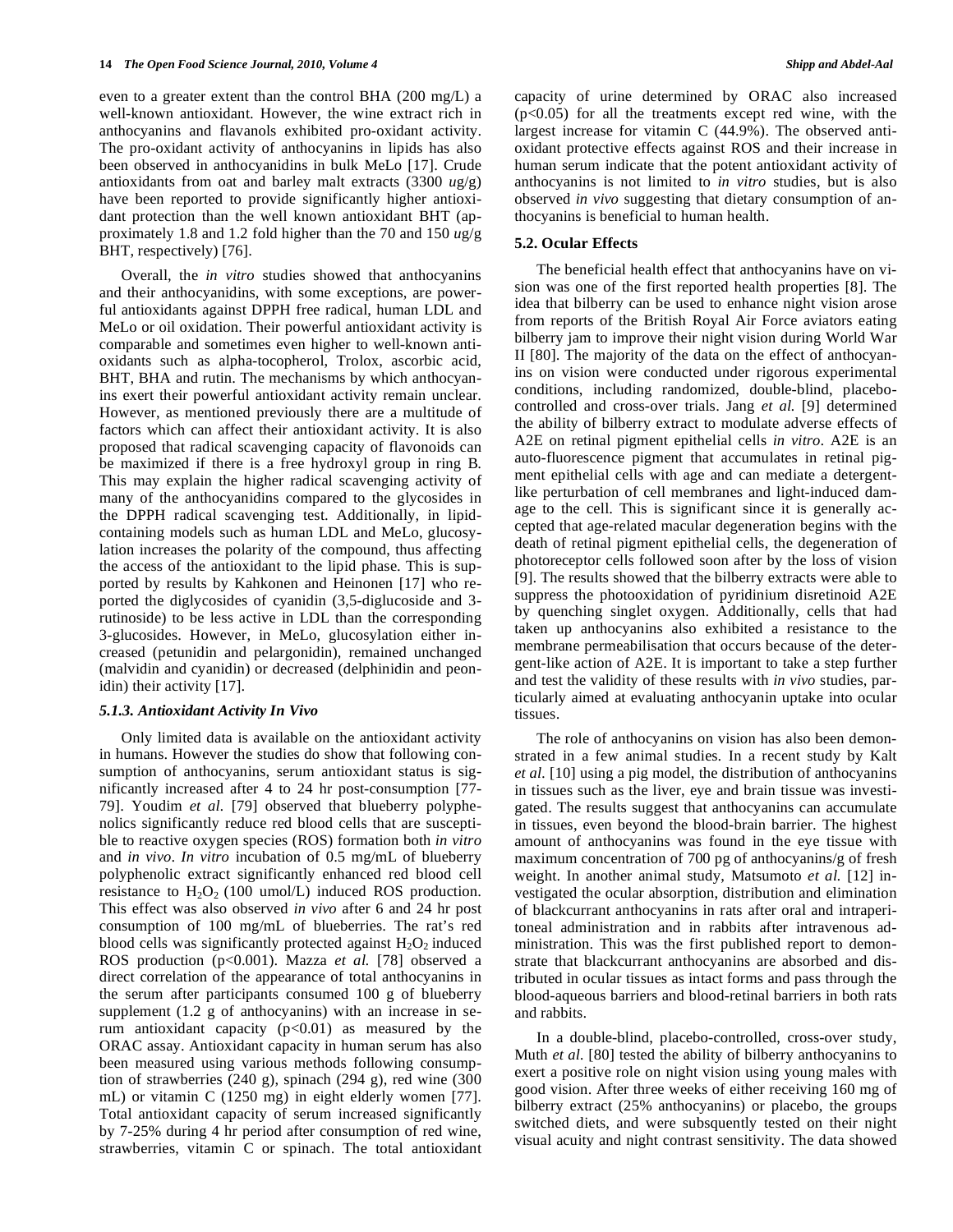even to a greater extent than the control BHA (200 mg/L) a well-known antioxidant. However, the wine extract rich in anthocyanins and flavanols exhibited pro-oxidant activity. The pro-oxidant activity of anthocyanins in lipids has also been observed in anthocyanidins in bulk MeLo [17]. Crude antioxidants from oat and barley malt extracts (3300 *u*g/g) have been reported to provide significantly higher antioxidant protection than the well known antioxidant BHT (approximately 1.8 and 1.2 fold higher than the 70 and 150 *u*g/g BHT, respectively) [76].

Overall, the *in vitro* studies showed that anthocyanins and their anthocyanidins, with some exceptions, are powerful antioxidants against DPPH free radical, human LDL and MeLo or oil oxidation. Their powerful antioxidant activity is comparable and sometimes even higher to well-known antioxidants such as alpha-tocopherol, Trolox, ascorbic acid, BHT, BHA and rutin. The mechanisms by which anthocyanins exert their powerful antioxidant activity remain unclear. However, as mentioned previously there are a multitude of factors which can affect their antioxidant activity. It is also proposed that radical scavenging capacity of flavonoids can be maximized if there is a free hydroxyl group in ring B. This may explain the higher radical scavenging activity of many of the anthocyanidins compared to the glycosides in the DPPH radical scavenging test. Additionally, in lipid-containing models such as human LDL and MeLo, glucosylation increases the polarity of the compound, thus affecting the access of the antioxidant to the lipid phase. This is supported by results by Kahkonen and Heinonen [17] who reported the diglycosides of cyanidin (3,5-diglucoside and 3-rutinoside) to be less active in LDL than the corresponding 3-glucosides. However, in MeLo, glucosylation either increased (petunidin and pelargonidin), remained unchanged (malvidin and cyanidin) or decreased (delphinidin and peonidin) their activity [17].

#### *5.1.3. Antioxidant Activity In Vivo*

Only limited data is available on the antioxidant activity in humans. However the studies do show that following consumption of anthocyanins, serum antioxidant status is significantly increased after 4 to 24 hr post-consumption [77-79]. Youdim *et al.* [79] observed that blueberry polyphenolics significantly reduce red blood cells that are susceptible to reactive oxygen species (ROS) formation both *in vitro* and *in vivo*. *In vitro* incubation of 0.5 mg/mL of blueberry polyphenolic extract significantly enhanced red blood cell resistance to $H_2O_2$ (100 umol/L) induced ROS production. This effect was also observed *in vivo* after 6 and 24 hr post consumption of 100 mg/mL of blueberries. The rat's red blood cells was significantly protected against $H_2O_2$ induced ROS production ($p<0.001$). Mazza *et al.* [78] observed a direct correlation of the appearance of total anthocyanins in the serum after participants consumed 100 g of blueberry supplement (1.2 g of anthocyanins) with an increase in serum antioxidant capacity ($p<0.01$) as measured by the ORAC assay. Antioxidant capacity in human serum has also been measured using various methods following consumption of strawberries (240 g), spinach (294 g), red wine (300 mL) or vitamin C (1250 mg) in eight elderly women [77]. Total antioxidant capacity of serum increased significantly by 7-25% during 4 hr period after consumption of red wine, strawberries, vitamin C or spinach. The total antioxidant capacity of urine determined by ORAC also increased ($p<0.05$) for all the treatments except red wine, with the largest increase for vitamin C (44.9%). The observed antioxidant protective effects against ROS and their increase in human serum indicate that the potent antioxidant activity of anthocyanins is not limited to *in vitro* studies, but is also observed *in vivo* suggesting that dietary consumption of anthocyanins is beneficial to human health.

### 5.2. Ocular Effects

The beneficial health effect that anthocyanins have on vision was one of the first reported health properties [8]. The idea that bilberry can be used to enhance night vision arose from reports of the British Royal Air Force aviators eating bilberry jam to improve their night vision during World War II [80]. The majority of the data on the effect of anthocyanins on vision were conducted under rigorous experimental conditions, including randomized, double-blind, placebo-controlled and cross-over trials. Jang *et al.* [9] determined the ability of bilberry extract to modulate adverse effects of A2E on retinal pigment epithelial cells *in vitro*. A2E is an auto-fluorescence pigment that accumulates in retinal pigment epithelial cells with age and can mediate a detergent-like perturbation of cell membranes and light-induced damage to the cell. This is significant since it is generally accepted that age-related macular degeneration begins with the death of retinal pigment epithelial cells, the degeneration of photoreceptor cells followed soon after by the loss of vision [9]. The results showed that the bilberry extracts were able to suppress the photooxidation of pyridinium disretinoid A2E by quenching singlet oxygen. Additionally, cells that had taken up anthocyanins also exhibited a resistance to the membrane permeabilisation that occurs because of the detergent-like action of A2E. It is important to take a step further and test the validity of these results with *in vivo* studies, particularly aimed at evaluating anthocyanin uptake into ocular tissues.

The role of anthocyanins on vision has also been demonstrated in a few animal studies. In a recent study by Kalt *et al.* [10] using a pig model, the distribution of anthocyanins in tissues such as the liver, eye and brain tissue was investigated. The results suggest that anthocyanins can accumulate in tissues, even beyond the blood-brain barrier. The highest amount of anthocyanins was found in the eye tissue with maximum concentration of 700 pg of anthocyanins/g of fresh weight. In another animal study, Matsumoto *et al.* [12] investigated the ocular absorption, distribution and elimination of blackcurrant anthocyanins in rats after oral and intraperitoneal administration and in rabbits after intravenous administration. This was the first published report to demonstrate that blackcurrant anthocyanins are absorbed and distributed in ocular tissues as intact forms and pass through the blood-aqueous barriers and blood-retinal barriers in both rats and rabbits.

In a double-blind, placebo-controlled, cross-over study, Muth *et al.* [80] tested the ability of bilberry anthocyanins to exert a positive role on night vision using young males with good vision. After three weeks of either receiving 160 mg of bilberry extract (25% anthocyanins) or placebo, the groups switched diets, and were subsquently tested on their night visual acuity and night contrast sensitivity. The data showed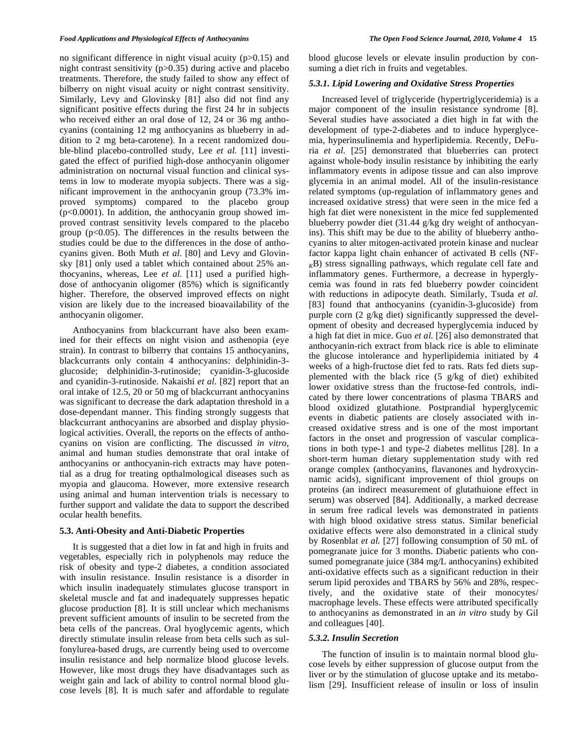no significant difference in night visual acuity (p>0.15) and night contrast sensitivity (p>0.35) during active and placebo treatments. Therefore, the study failed to show any effect of bilberry on night visual acuity or night contrast sensitivity. Similarly, Levy and Glovinsky [81] also did not find any significant positive effects during the first 24 hr in subjects who received either an oral dose of 12, 24 or 36 mg anthocyanins (containing 12 mg anthocyanins as blueberry in addition to 2 mg beta-carotene). In a recent randomized double-blind placebo-controlled study, Lee *et al.* [11] investigated the effect of purified high-dose anthocyanin oligomer administration on nocturnal visual function and clinical systems in low to moderate myopia subjects. There was a significant improvement in the anthocyanin group (73.3% improved symptoms) compared to the placebo group (p<0.0001). In addition, the anthocyanin group showed improved contrast sensitivity levels compared to the placebo group (p<0.05). The differences in the results between the studies could be due to the differences in the dose of anthocyanins given. Both Muth *et al.* [80] and Levy and Glovinsky [81] only used a tablet which contained about 25% anthocyanins, whereas, Lee *et al.* [11] used a purified high-dose of anthocyanin oligomer (85%) which is significantly higher. Therefore, the observed improved effects on night vision are likely due to the increased bioavailability of the anthocyanin oligomer.

Anthocyanins from blackcurrant have also been examined for their effects on night vision and asthenopia (eye strain). In contrast to bilberry that contains 15 anthocyanins, blackcurrants only contain 4 anthocyanins: delphinidin-3-glucoside; delphinidin-3-rutinoside; cyanidin-3-glucoside and cyanidin-3-rutinoside. Nakaishi *et al.* [82] report that an oral intake of 12.5, 20 or 50 mg of blackcurrant anthocyanins was significant to decrease the dark adaptation threshold in a dose-dependant manner. This finding strongly suggests that blackcurrant anthocyanins are absorbed and display physiological activities. Overall, the reports on the effects of anthocyanins on vision are conflicting. The discussed *in vitro*, animal and human studies demonstrate that oral intake of anthocyanins or anthocyanin-rich extracts may have potential as a drug for treating opthalmological diseases such as myopia and glaucoma. However, more extensive research using animal and human intervention trials is necessary to further support and validate the data to support the described ocular health benefits.

### 5.3. Anti-Obesity and Anti-Diabetic Properties

It is suggested that a diet low in fat and high in fruits and vegetables, especially rich in polyphenols may reduce the risk of obesity and type-2 diabetes, a condition associated with insulin resistance. Insulin resistance is a disorder in which insulin inadequately stimulates glucose transport in skeletal muscle and fat and inadequately suppresses hepatic glucose production [8]. It is still unclear which mechanisms prevent sufficient amounts of insulin to be secreted from the beta cells of the pancreas. Oral hyoglycemic agents, which directly stimulate insulin release from beta cells such as sulfonylurea-based drugs, are currently being used to overcome insulin resistance and help normalize blood glucose levels. However, like most drugs they have disadvantages such as weight gain and lack of ability to control normal blood glucose levels [8]. It is much safer and affordable to regulate blood glucose levels or elevate insulin production by consuming a diet rich in fruits and vegetables.

#### *5.3.1. Lipid Lowering and Oxidative Stress Properties*

Increased level of triglyceride (hypertriglyceridemia) is a major component of the insulin resistance syndrome [8]. Several studies have associated a diet high in fat with the development of type-2-diabetes and to induce hyperglycemia, hyperinsulinemia and hyperlipidemia. Recently, DeFuria *et al.* [25] demonstrated that blueberries can protect against whole-body insulin resistance by inhibiting the early inflammatory events in adipose tissue and can also improve glycemia in an animal model. All of the insulin-resistance related symptoms (up-regulation of inflammatory genes and increased oxidative stress) that were seen in the mice fed a high fat diet were nonexistent in the mice fed supplemented blueberry powder diet (31.44 g/kg dry weight of anthocyanins). This shift may be due to the ability of blueberry anthocyanins to alter mitogen-activated protein kinase and nuclear factor kappa light chain enhancer of activated B cells (NF-$_{\kappa}$B) stress signalling pathways, which regulate cell fate and inflammatory genes. Furthermore, a decrease in hyperglycemia was found in rats fed blueberry powder coincident with reductions in adipocyte death. Similarly, Tsuda *et al.* [83] found that anthocyanins (cyanidin-3-glucoside) from purple corn (2 g/kg diet) significantly suppressed the development of obesity and decreased hyperglycemia induced by a high fat diet in mice. Guo *et al.* [26] also demonstrated that anthocyanin-rich extract from black rice is able to eliminate the glucose intolerance and hyperlipidemia initiated by 4 weeks of a high-fructose diet fed to rats. Rats fed diets supplemented with the black rice (5 g/kg of diet) exhibited lower oxidative stress than the fructose-fed controls, indicated by there lower concentrations of plasma TBARS and blood oxidized glutathione. Postprandial hyperglycemic events in diabetic patients are closely associated with increased oxidative stress and is one of the most important factors in the onset and progression of vascular complications in both type-1 and type-2 diabetes mellitus [28]. In a short-term human dietary supplementation study with red orange complex (anthocyanins, flavanones and hydroxycinnamic acids), significant improvement of thiol groups on proteins (an indirect measurement of glutathuione effect in serum) was observed [84]. Additionally, a marked decrease in serum free radical levels was demonstrated in patients with high blood oxidative stress status. Similar beneficial oxidative effects were also demonstrated in a clinical study by Rosenblat *et al.* [27] following consumption of 50 mL of pomegranate juice for 3 months. Diabetic patients who consumed pomegranate juice (384 mg/L anthocyanins) exhibited anti-oxidative effects such as a significant reduction in their serum lipid peroxides and TBARS by 56% and 28%, respectively, and the oxidative state of their monocytes/ macrophage levels. These effects were attributed specifically to anthocyanins as demonstrated in an *in vitro* study by Gil and colleagues [40].

#### *5.3.2. Insulin Secretion*

The function of insulin is to maintain normal blood glucose levels by either suppression of glucose output from the liver or by the stimulation of glucose uptake and its metabolism [29]. Insufficient release of insulin or loss of insulin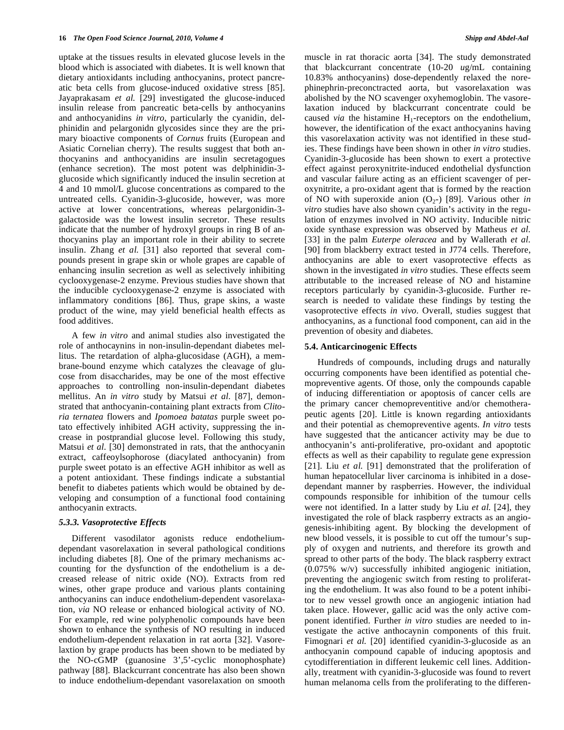uptake at the tissues results in elevated glucose levels in the blood which is associated with diabetes. It is well known that dietary antioxidants including anthocyanins, protect pancreatic beta cells from glucose-induced oxidative stress [85]. Jayaprakasam *et al.* [29] investigated the glucose-induced insulin release from pancreatic beta-cells by anthocyanins and anthocyanidins *in vitro*, particularly the cyanidin, delphinidin and pelargonidn glycosides since they are the primary bioactive components of *Cornus* fruits (European and Asiatic Cornelian cherry). The results suggest that both anthocyanins and anthocyanidins are insulin secretagogues (enhance secretion). The most potent was delphinidin-3-glucoside which significantly induced the insulin secretion at 4 and 10 mmol/L glucose concentrations as compared to the untreated cells. Cyanidin-3-glucoside, however, was more active at lower concentrations, whereas pelargonidin-3-galactoside was the lowest insulin secretor. These results indicate that the number of hydroxyl groups in ring B of anthocyanins play an important role in their ability to secrete insulin. Zhang *et al.* [31] also reported that several compounds present in grape skin or whole grapes are capable of enhancing insulin secretion as well as selectively inhibiting cyclooxygenase-2 enzyme. Previous studies have shown that the inducible cyclooxygenase-2 enzyme is associated with inflammatory conditions [86]. Thus, grape skins, a waste product of the wine, may yield beneficial health effects as food additives.

A few *in vitro* and animal studies also investigated the role of anthocaynins in non-insulin-dependant diabetes mellitus. The retardation of alpha-glucosidase (AGH), a membrane-bound enzyme which catalyzes the cleavage of glucose from disaccharides, may be one of the most effective approaches to controlling non-insulin-dependant diabetes mellitus. An *in vitro* study by Matsui *et al.* [87], demonstrated that anthocyanin-containing plant extracts from *Clitoria ternatea* flowers and *Ipomoea batatas* purple sweet potato effectively inhibited AGH activity, suppressing the increase in postprandial glucose level. Following this study, Matsui *et al.* [30] demonstrated in rats, that the anthocyanin extract, caffeoylsophorose (diacylated anthocyanin) from purple sweet potato is an effective AGH inhibitor as well as a potent antioxidant. These findings indicate a substantial benefit to diabetes patients which would be obtained by developing and consumption of a functional food containing anthocyanin extracts.

#### *5.3.3. Vasoprotective Effects*

Different vasodilator agonists reduce endothelium-dependant vasorelaxation in several pathological conditions including diabetes [8]. One of the primary mechanisms accounting for the dysfunction of the endothelium is a decreased release of nitric oxide (NO). Extracts from red wines, other grape produce and various plants containing anthocyanins can induce endothelium-dependent vasorelaxation, *via* NO release or enhanced biological activity of NO. For example, red wine polyphenolic compounds have been shown to enhance the synthesis of NO resulting in induced endothelium-dependent relaxation in rat aorta [32]. Vasorelaxtion by grape products has been shown to be mediated by the NO-cGMP (guanosine 3',5'-cyclic monophosphate) pathway [88]. Blackcurrant concentrate has also been shown to induce endothelium-dependant vasorelaxation on smooth muscle in rat thoracic aorta [34]. The study demonstrated that blackcurrant concentrate (10-20 *u*g/mL containing 10.83% anthocyanins) dose-dependently relaxed the norephinephrin-preconctracted aorta, but vasorelaxation was abolished by the NO scavenger oxyhemoglobin. The vasorelaxation induced by blackcurrant concentrate could be caused *via* the histamine $H_1$-receptors on the endothelium, however, the identification of the exact anthocyanins having this vasorelaxation activity was not identified in these studies. These findings have been shown in other *in vitro* studies. Cyanidin-3-glucoside has been shown to exert a protective effect against peroxynitrite-induced endothelial dysfunction and vascular failure acting as an efficient scavenger of peroxynitrite, a pro-oxidant agent that is formed by the reaction of NO with superoxide anion ($O_2$-) [89]. Various other *in vitro* studies have also shown cyanidin's activity in the regulation of enzymes involved in NO activity. Inducible nitric oxide synthase expression was observed by Matheus *et al.* [33] in the palm *Euterpe oleracea* and by Wallerath *et al.* [90] from blackberry extract tested in J774 cells. Therefore, anthocyanins are able to exert vasoprotective effects as shown in the investigated *in vitro* studies. These effects seem attributable to the increased release of NO and histamine receptors particularly by cyanidin-3-glucoside. Further research is needed to validate these findings by testing the vasoprotective effects *in vivo*. Overall, studies suggest that anthocyanins, as a functional food component, can aid in the prevention of obesity and diabetes.

### 5.4. Anticarcinogenic Effects

Hundreds of compounds, including drugs and naturally occurring components have been identified as potential chemopreventive agents. Of those, only the compounds capable of inducing differentiation or apoptosis of cancer cells are the primary cancer chemopreventitive and/or chemotherapeutic agents [20]. Little is known regarding antioxidants and their potential as chemopreventive agents. *In vitro* tests have suggested that the anticancer activity may be due to anthocyanin's anti-proliferative, pro-oxidant and apoptotic effects as well as their capability to regulate gene expression [21]. Liu *et al.* [91] demonstrated that the proliferation of human hepatocellular liver carcinoma is inhibited in a dose-dependant manner by raspberries. However, the individual compounds responsible for inhibition of the tumour cells were not identified. In a latter study by Liu *et al.* [24], they investigated the role of black raspberry extracts as an angiogenesis-inhibiting agent. By blocking the development of new blood vessels, it is possible to cut off the tumour's supply of oxygen and nutrients, and therefore its growth and spread to other parts of the body. The black raspberry extract (0.075% w/v) successfully inhibited angiogenic initiation, preventing the angiogenic switch from resting to proliferating the endothelium. It was also found to be a potent inhibitor to new vessel growth once an angiogenic intiation had taken place. However, gallic acid was the only active component identified. Further *in vitro* studies are needed to investigate the active anthocaynin components of this fruit. Fimognari *et al.* [20] identified cyanidin-3-glucoside as an anthocyanin compound capable of inducing apoptosis and cytodifferentiation in different leukemic cell lines. Additionally, treatment with cyanidin-3-glucoside was found to revert human melanoma cells from the proliferating to the differen-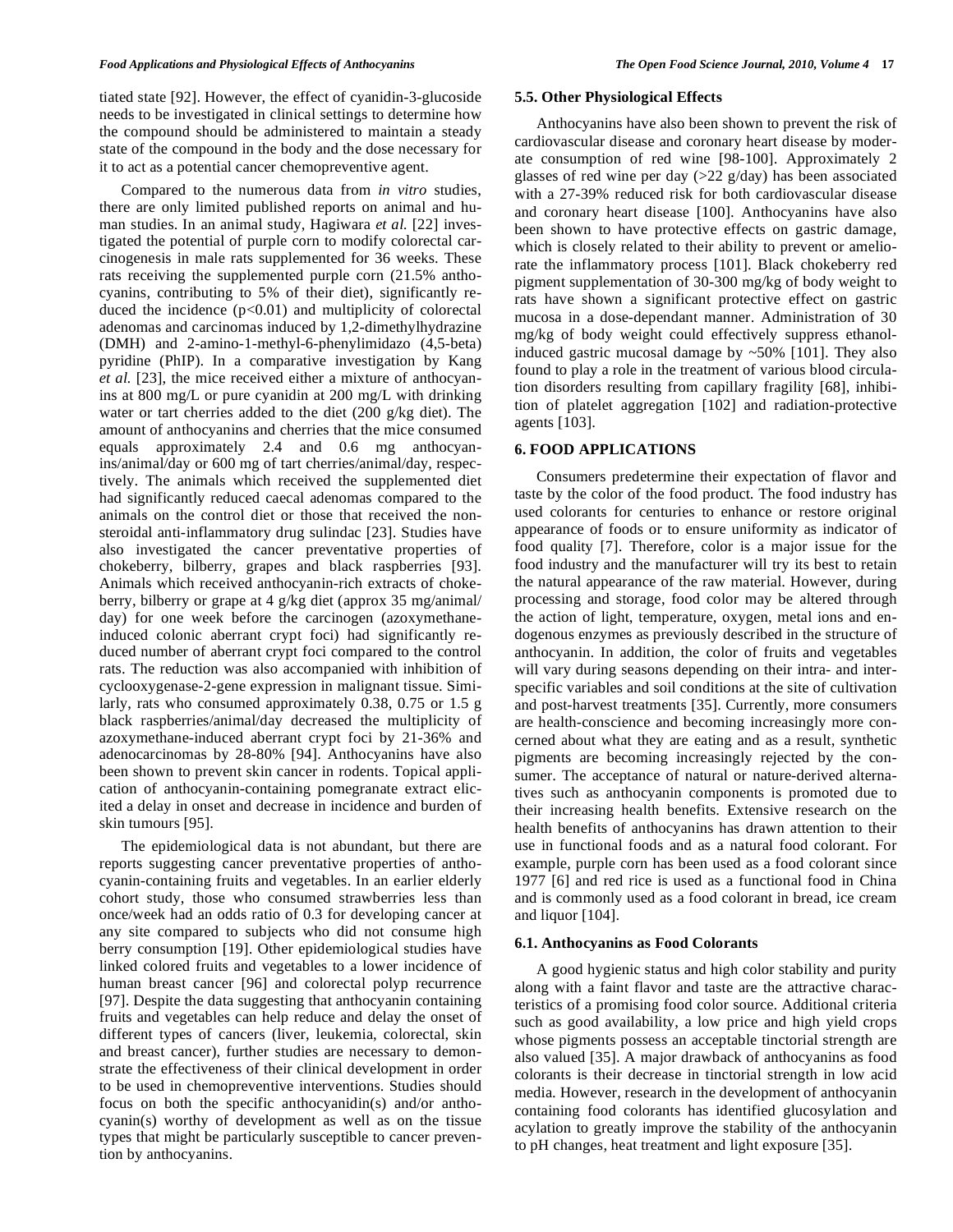tiated state [92]. However, the effect of cyanidin-3-glucoside needs to be investigated in clinical settings to determine how the compound should be administered to maintain a steady state of the compound in the body and the dose necessary for it to act as a potential cancer chemopreventive agent.

Compared to the numerous data from *in vitro* studies, there are only limited published reports on animal and human studies. In an animal study, Hagiwara *et al.* [22] investigated the potential of purple corn to modify colorectal carcinogenesis in male rats supplemented for 36 weeks. These rats receiving the supplemented purple corn (21.5% anthocyanins, contributing to 5% of their diet), significantly reduced the incidence ($p<0.01$) and multiplicity of colorectal adenomas and carcinomas induced by 1,2-dimethylhydrazine (DMH) and 2-amino-1-methyl-6-phenylimidazo (4,5-beta) pyridine (PhIP). In a comparative investigation by Kang *et al.* [23], the mice received either a mixture of anthocyanins at 800 mg/L or pure cyanidin at 200 mg/L with drinking water or tart cherries added to the diet (200 g/kg diet). The amount of anthocyanins and cherries that the mice consumed equals approximately 2.4 and 0.6 mg anthocyanins/animal/day or 600 mg of tart cherries/animal/day, respectively. The animals which received the supplemented diet had significantly reduced caecal adenomas compared to the animals on the control diet or those that received the non-steroidal anti-inflammatory drug sulindac [23]. Studies have also investigated the cancer preventative properties of chokeberry, bilberry, grapes and black raspberries [93]. Animals which received anthocyanin-rich extracts of chokeberry, bilberry or grape at 4 g/kg diet (approx 35 mg/animal/day) for one week before the carcinogen (azoxymethane-induced colonic aberrant crypt foci) had significantly reduced number of aberrant crypt foci compared to the control rats. The reduction was also accompanied with inhibition of cyclooxygenase-2-gene expression in malignant tissue. Similarly, rats who consumed approximately 0.38, 0.75 or 1.5 g black raspberries/animal/day decreased the multiplicity of azoxymethane-induced aberrant crypt foci by 21-36% and adenocarcinomas by 28-80% [94]. Anthocyanins have also been shown to prevent skin cancer in rodents. Topical application of anthocyanin-containing pomegranate extract elicited a delay in onset and decrease in incidence and burden of skin tumours [95].

The epidemiological data is not abundant, but there are reports suggesting cancer preventative properties of anthocyanin-containing fruits and vegetables. In an earlier elderly cohort study, those who consumed strawberries less than once/week had an odds ratio of 0.3 for developing cancer at any site compared to subjects who did not consume high berry consumption [19]. Other epidemiological studies have linked colored fruits and vegetables to a lower incidence of human breast cancer [96] and colorectal polyp recurrence [97]. Despite the data suggesting that anthocyanin containing fruits and vegetables can help reduce and delay the onset of different types of cancers (liver, leukemia, colorectal, skin and breast cancer), further studies are necessary to demonstrate the effectiveness of their clinical development in order to be used in chemopreventive interventions. Studies should focus on both the specific anthocyanidin(s) and/or anthocyanin(s) worthy of development as well as on the tissue types that might be particularly susceptible to cancer prevention by anthocyanins.

### 5.5. Other Physiological Effects

Anthocyanins have also been shown to prevent the risk of cardiovascular disease and coronary heart disease by moderate consumption of red wine [98-100]. Approximately 2 glasses of red wine per day (>22 g/day) has been associated with a 27-39% reduced risk for both cardiovascular disease and coronary heart disease [100]. Anthocyanins have also been shown to have protective effects on gastric damage, which is closely related to their ability to prevent or ameliorate the inflammatory process [101]. Black chokeberry red pigment supplementation of 30-300 mg/kg of body weight to rats have shown a significant protective effect on gastric mucosa in a dose-dependant manner. Administration of 30 mg/kg of body weight could effectively suppress ethanol-induced gastric mucosal damage by ~50% [101]. They also found to play a role in the treatment of various blood circulation disorders resulting from capillary fragility [68], inhibition of platelet aggregation [102] and radiation-protective agents [103].

## 6. FOOD APPLICATIONS

Consumers predetermine their expectation of flavor and taste by the color of the food product. The food industry has used colorants for centuries to enhance or restore original appearance of foods or to ensure uniformity as indicator of food quality [7]. Therefore, color is a major issue for the food industry and the manufacturer will try its best to retain the natural appearance of the raw material. However, during processing and storage, food color may be altered through the action of light, temperature, oxygen, metal ions and endogenous enzymes as previously described in the structure of anthocyanin. In addition, the color of fruits and vegetables will vary during seasons depending on their intra- and inter-specific variables and soil conditions at the site of cultivation and post-harvest treatments [35]. Currently, more consumers are health-conscience and becoming increasingly more concerned about what they are eating and as a result, synthetic pigments are becoming increasingly rejected by the consumer. The acceptance of natural or nature-derived alternatives such as anthocyanin components is promoted due to their increasing health benefits. Extensive research on the health benefits of anthocyanins has drawn attention to their use in functional foods and as a natural food colorant. For example, purple corn has been used as a food colorant since 1977 [6] and red rice is used as a functional food in China and is commonly used as a food colorant in bread, ice cream and liquor [104].

### 6.1. Anthocyanins as Food Colorants

A good hygienic status and high color stability and purity along with a faint flavor and taste are the attractive characteristics of a promising food color source. Additional criteria such as good availability, a low price and high yield crops whose pigments possess an acceptable tinctorial strength are also valued [35]. A major drawback of anthocyanins as food colorants is their decrease in tinctorial strength in low acid media. However, research in the development of anthocyanin containing food colorants has identified glucosylation and acylation to greatly improve the stability of the anthocyanin to pH changes, heat treatment and light exposure [35].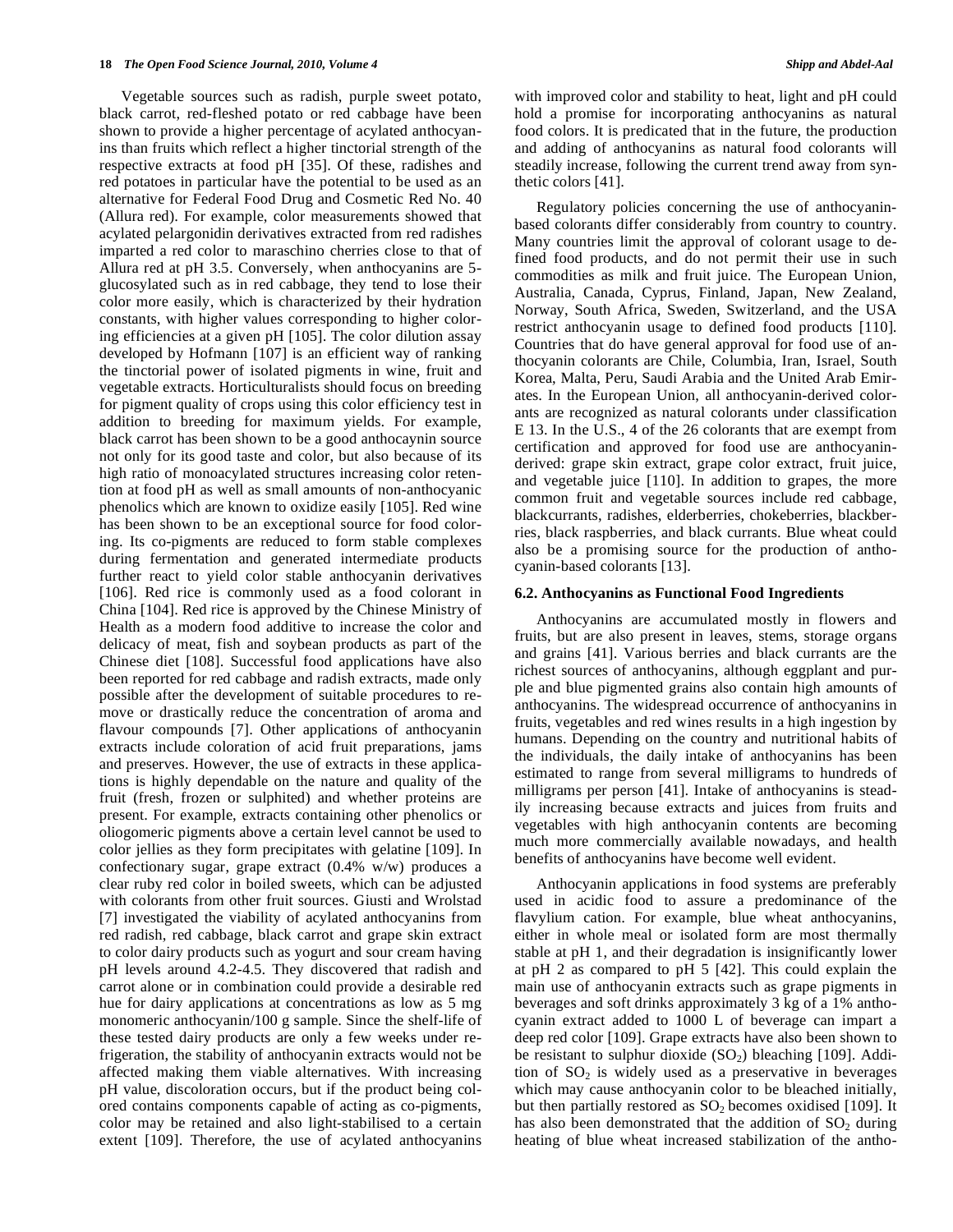Vegetable sources such as radish, purple sweet potato, black carrot, red-fleshed potato or red cabbage have been shown to provide a higher percentage of acylated anthocyanins than fruits which reflect a higher tinctorial strength of the respective extracts at food pH [35]. Of these, radishes and red potatoes in particular have the potential to be used as an alternative for Federal Food Drug and Cosmetic Red No. 40 (Allura red). For example, color measurements showed that acylated pelargonidin derivatives extracted from red radishes imparted a red color to maraschino cherries close to that of Allura red at pH 3.5. Conversely, when anthocyanins are 5-glucosylated such as in red cabbage, they tend to lose their color more easily, which is characterized by their hydration constants, with higher values corresponding to higher coloring efficiencies at a given pH [105]. The color dilution assay developed by Hofmann [107] is an efficient way of ranking the tinctorial power of isolated pigments in wine, fruit and vegetable extracts. Horticulturalists should focus on breeding for pigment quality of crops using this color efficiency test in addition to breeding for maximum yields. For example, black carrot has been shown to be a good anthocaynin source not only for its good taste and color, but also because of its high ratio of monoacylated structures increasing color retention at food pH as well as small amounts of non-anthocyanic phenolics which are known to oxidize easily [105]. Red wine has been shown to be an exceptional source for food coloring. Its co-pigments are reduced to form stable complexes during fermentation and generated intermediate products further react to yield color stable anthocyanin derivatives [106]. Red rice is commonly used as a food colorant in China [104]. Red rice is approved by the Chinese Ministry of Health as a modern food additive to increase the color and delicacy of meat, fish and soybean products as part of the Chinese diet [108]. Successful food applications have also been reported for red cabbage and radish extracts, made only possible after the development of suitable procedures to remove or drastically reduce the concentration of aroma and flavour compounds [7]. Other applications of anthocyanin extracts include coloration of acid fruit preparations, jams and preserves. However, the use of extracts in these applications is highly dependable on the nature and quality of the fruit (fresh, frozen or sulphited) and whether proteins are present. For example, extracts containing other phenolics or oliogomeric pigments above a certain level cannot be used to color jellies as they form precipitates with gelatine [109]. In confectionary sugar, grape extract (0.4% w/w) produces a clear ruby red color in boiled sweets, which can be adjusted with colorants from other fruit sources. Giusti and Wrolstad [7] investigated the viability of acylated anthocyanins from red radish, red cabbage, black carrot and grape skin extract to color dairy products such as yogurt and sour cream having pH levels around 4.2-4.5. They discovered that radish and carrot alone or in combination could provide a desirable red hue for dairy applications at concentrations as low as 5 mg monomeric anthocyanin/100 g sample. Since the shelf-life of these tested dairy products are only a few weeks under refrigeration, the stability of anthocyanin extracts would not be affected making them viable alternatives. With increasing pH value, discoloration occurs, but if the product being colored contains components capable of acting as co-pigments, color may be retained and also light-stabilised to a certain extent [109]. Therefore, the use of acylated anthocyanins with improved color and stability to heat, light and pH could hold a promise for incorporating anthocyanins as natural food colors. It is predicated that in the future, the production and adding of anthocyanins as natural food colorants will steadily increase, following the current trend away from synthetic colors [41].

Regulatory policies concerning the use of anthocyanin-based colorants differ considerably from country to country. Many countries limit the approval of colorant usage to defined food products, and do not permit their use in such commodities as milk and fruit juice. The European Union, Australia, Canada, Cyprus, Finland, Japan, New Zealand, Norway, South Africa, Sweden, Switzerland, and the USA restrict anthocyanin usage to defined food products [110]. Countries that do have general approval for food use of anthocyanin colorants are Chile, Columbia, Iran, Israel, South Korea, Malta, Peru, Saudi Arabia and the United Arab Emirates. In the European Union, all anthocyanin-derived colorants are recognized as natural colorants under classification E 13. In the U.S., 4 of the 26 colorants that are exempt from certification and approved for food use are anthocyanin-derived: grape skin extract, grape color extract, fruit juice, and vegetable juice [110]. In addition to grapes, the more common fruit and vegetable sources include red cabbage, blackcurrants, radishes, elderberries, chokeberries, blackberries, black raspberries, and black currants. Blue wheat could also be a promising source for the production of anthocyanin-based colorants [13].

### 6.2. Anthocyanins as Functional Food Ingredients

Anthocyanins are accumulated mostly in flowers and fruits, but are also present in leaves, stems, storage organs and grains [41]. Various berries and black currants are the richest sources of anthocyanins, although eggplant and purple and blue pigmented grains also contain high amounts of anthocyanins. The widespread occurrence of anthocyanins in fruits, vegetables and red wines results in a high ingestion by humans. Depending on the country and nutritional habits of the individuals, the daily intake of anthocyanins has been estimated to range from several milligrams to hundreds of milligrams per person [41]. Intake of anthocyanins is steadily increasing because extracts and juices from fruits and vegetables with high anthocyanin contents are becoming much more commercially available nowadays, and health benefits of anthocyanins have become well evident.

Anthocyanin applications in food systems are preferably used in acidic food to assure a predominance of the flavylium cation. For example, blue wheat anthocyanins, either in whole meal or isolated form are most thermally stable at pH 1, and their degradation is insignificantly lower at pH 2 as compared to pH 5 [42]. This could explain the main use of anthocyanin extracts such as grape pigments in beverages and soft drinks approximately 3 kg of a 1% anthocyanin extract added to 1000 L of beverage can impart a deep red color [109]. Grape extracts have also been shown to be resistant to sulphur dioxide ($SO_2$) bleaching [109]. Addition of $SO_2$ is widely used as a preservative in beverages which may cause anthocyanin color to be bleached initially, but then partially restored as $SO_2$ becomes oxidised [109]. It has also been demonstrated that the addition of $SO_2$ during heating of blue wheat increased stabilization of the antho-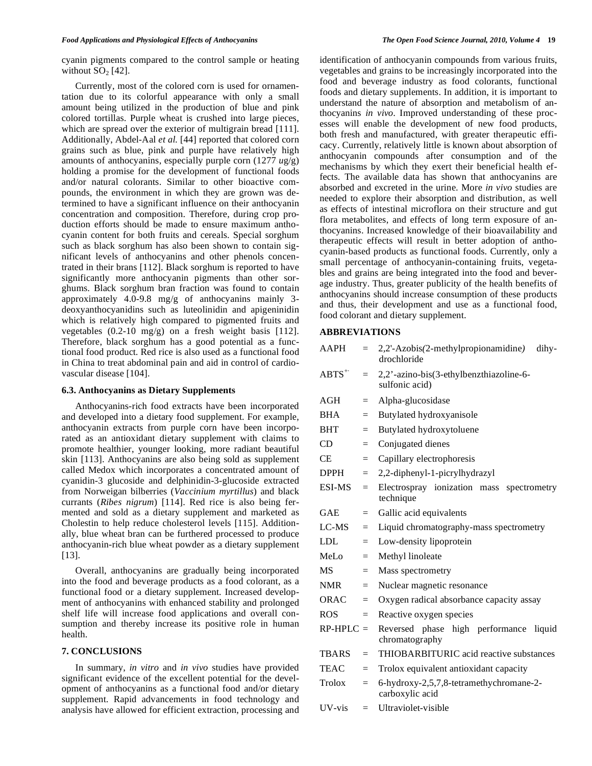cyanin pigments compared to the control sample or heating without $SO_2$ [42].

Currently, most of the colored corn is used for ornamentation due to its colorful appearance with only a small amount being utilized in the production of blue and pink colored tortillas. Purple wheat is crushed into large pieces, which are spread over the exterior of multigrain bread [111]. Additionally, Abdel-Aal *et al.* [44] reported that colored corn grains such as blue, pink and purple have relatively high amounts of anthocyanins, especially purple corn (1277 *u*g/g) holding a promise for the development of functional foods and/or natural colorants. Similar to other bioactive compounds, the environment in which they are grown was determined to have a significant influence on their anthocyanin concentration and composition. Therefore, during crop production efforts should be made to ensure maximum anthocyanin content for both fruits and cereals. Special sorghum such as black sorghum has also been shown to contain significant levels of anthocyanins and other phenols concentrated in their brans [112]. Black sorghum is reported to have significantly more anthocyanin pigments than other sorghums. Black sorghum bran fraction was found to contain approximately 4.0-9.8 mg/g of anthocyanins mainly 3-deoxyanthocyanidins such as luteolinidin and apigeninidin which is relatively high compared to pigmented fruits and vegetables (0.2-10 mg/g) on a fresh weight basis [112]. Therefore, black sorghum has a good potential as a functional food product. Red rice is also used as a functional food in China to treat abdominal pain and aid in control of cardiovascular disease [104].

### 6.3. Anthocyanins as Dietary Supplements

Anthocyanins-rich food extracts have been incorporated and developed into a dietary food supplement. For example, anthocyanin extracts from purple corn have been incorporated as an antioxidant dietary supplement with claims to promote healthier, younger looking, more radiant beautiful skin [113]. Anthocyanins are also being sold as supplement called Medox which incorporates a concentrated amount of cyanidin-3 glucoside and delphinidin-3-glucoside extracted from Norweigan bilberries (*Vaccinium myrtillus*) and black currants (*Ribes nigrum*) [114]. Red rice is also being fermented and sold as a dietary supplement and marketed as Cholestin to help reduce cholesterol levels [115]. Additionally, blue wheat bran can be furthered processed to produce anthocyanin-rich blue wheat powder as a dietary supplement [13].

Overall, anthocyanins are gradually being incorporated into the food and beverage products as a food colorant, as a functional food or a dietary supplement. Increased development of anthocyanins with enhanced stability and prolonged shelf life will increase food applications and overall consumption and thereby increase its positive role in human health.

## 7. CONCLUSIONS

In summary, *in vitro* and *in vivo* studies have provided significant evidence of the excellent potential for the development of anthocyanins as a functional food and/or dietary supplement. Rapid advancements in food technology and analysis have allowed for efficient extraction, processing and identification of anthocyanin compounds from various fruits, vegetables and grains to be increasingly incorporated into the food and beverage industry as food colorants, functional foods and dietary supplements. In addition, it is important to understand the nature of absorption and metabolism of anthocyanins *in vivo*. Improved understanding of these processes will enable the development of new food products, both fresh and manufactured, with greater therapeutic efficacy. Currently, relatively little is known about absorption of anthocyanin compounds after consumption and of the mechanisms by which they exert their beneficial health effects. The available data has shown that anthocyanins are absorbed and excreted in the urine. More *in vivo* studies are needed to explore their absorption and distribution, as well as effects of intestinal microflora on their structure and gut flora metabolites, and effects of long term exposure of anthocyanins. Increased knowledge of their bioavailability and therapeutic effects will result in better adoption of anthocyanin-based products as functional foods. Currently, only a small percentage of anthocyanin-containing fruits, vegetables and grains are being integrated into the food and beverage industry. Thus, greater publicity of the health benefits of anthocyanins should increase consumption of these products and thus, their development and use as a functional food, food colorant and dietary supplement.

## ABBREVIATIONS

AAPH = 2,2'-Azobis*(*2-methylpropionamidine*)* dihydrochloride

$ABTS^{+\cdot}$ = 2,2'-azino-bis(3-ethylbenzthiazoline-6-sulfonic acid)

AGH = Alpha-glucosidase

BHA = Butylated hydroxyanisole

BHT = Butylated hydroxytoluene

CD = Conjugated dienes

CE = Capillary electrophoresis

DPPH = 2,2-diphenyl-1-picrylhydrazyl

ESI-MS = Electrospray ionization mass spectrometry technique

GAE = Gallic acid equivalents

LC-MS = Liquid chromatography-mass spectrometry

LDL = Low-density lipoprotein

MeLo = Methyl linoleate

MS = Mass spectrometry

NMR = Nuclear magnetic resonance

ORAC = Oxygen radical absorbance capacity assay

ROS = Reactive oxygen species

RP-HPLC = Reversed phase high performance liquid chromatography

TBARS = THIOBARBITURIC acid reactive substances

TEAC = Trolox equivalent antioxidant capacity

Trolox = 6-hydroxy-2,5,7,8-tetramethychromane-2-carboxylic acid

UV-vis = Ultraviolet-visible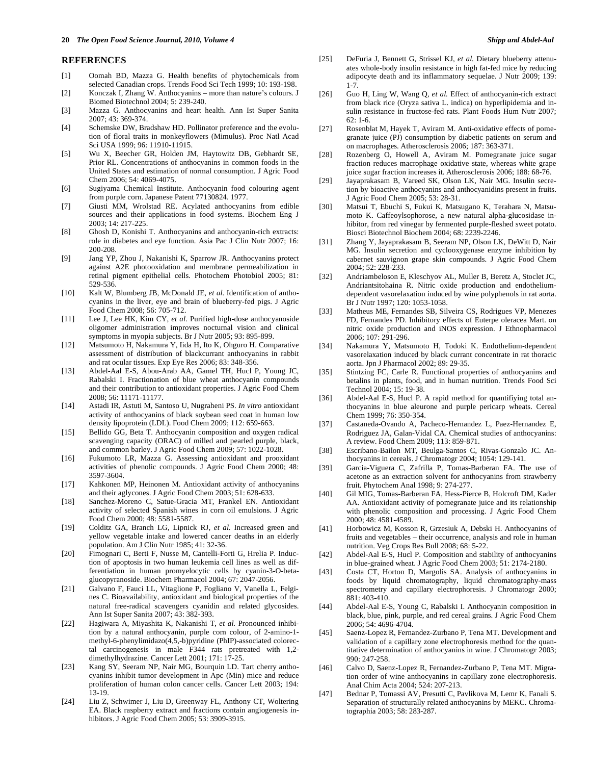## REFERENCES

[1] Oomah BD, Mazza G. Health benefits of phytochemicals from selected Canadian crops. Trends Food Sci Tech 1999; 10: 193-198.

[2] Konczak I, Zhang W. Anthocyanins – more than nature's colours. J Biomed Biotechnol 2004; 5: 239-240.

[3] Mazza G. Anthocyanins and heart health. Ann Ist Super Sanita 2007; 43: 369-374.

[4] Schemske DW, Bradshaw HD. Pollinator preference and the evolution of floral traits in monkeyflowers (Mimulus). Proc Natl Acad Sci USA 1999; 96: 11910-11915.

[5] Wu X, Beecher GR, Holden JM, Haytowitz DB, Gebhardt SE, Prior RL. Concentrations of anthocyanins in common foods in the United States and estimation of normal consumption. J Agric Food Chem 2006; 54: 4069-4075.

[6] Sugiyama Chemical Institute. Anthocyanin food colouring agent from purple corn. Japanese Patent 77130824. 1977.

[7] Giusti MM, Wrolstad RE. Acylated anthocyanins from edible sources and their applications in food systems. Biochem Eng J 2003; 14: 217-225.

[8] Ghosh D, Konishi T. Anthocyanins and anthocyanin-rich extracts: role in diabetes and eye function. Asia Pac J Clin Nutr 2007; 16: 200-208.

[9] Jang YP, Zhou J, Nakanishi K, Sparrow JR. Anthocyanins protect against A2E photooxidation and membrane permeabilization in retinal pigment epithelial cells. Photochem Photobiol 2005; 81: 529-536.

[10] Kalt W, Blumberg JB, McDonald JE, *et al.* Identification of anthocyanins in the liver, eye and brain of blueberry-fed pigs. J Agric Food Chem 2008; 56: 705-712.

[11] Lee J, Lee HK, Kim CY, *et al.* Purified high-dose anthocyanoside oligomer administration improves nocturnal vision and clinical symptoms in myopia subjects. Br J Nutr 2005; 93: 895-899.

[12] Matsumoto H, Nakamura Y, Iida H, Ito K, Ohguro H. Comparative assessment of distribution of blackcurrant anthocyanins in rabbit and rat ocular tissues. Exp Eye Res 2006; 83: 348-356.

[13] Abdel-Aal E-S, Abou-Arab AA, Gamel TH, Hucl P, Young JC, Rabalski I. Fractionation of blue wheat anthocyanin compounds and their contribution to antioxidant properties. J Agric Food Chem 2008; 56: 11171-11177.

[14] Astadi IR, Astuti M, Santoso U, Nugraheni PS. *In vitro* antioxidant activity of anthocyanins of black soybean seed coat in human low density lipoprotein (LDL). Food Chem 2009; 112: 659-663.

[15] Bellido GG, Beta T. Anthocyanin composition and oxygen radical scavenging capacity (ORAC) of milled and pearled purple, black, and common barley. J Agric Food Chem 2009; 57: 1022-1028.

[16] Fukumoto LR, Mazza G. Assessing antioxidant and prooxidant activities of phenolic compounds. J Agric Food Chem 2000; 48: 3597-3604.

[17] Kahkonen MP, Heinonen M. Antioxidant activity of anthocyanins and their aglycones. J Agric Food Chem 2003; 51: 628-633.

[18] Sanchez-Moreno C, Satue-Gracia MT, Frankel EN. Antioxidant activity of selected Spanish wines in corn oil emulsions. J Agric Food Chem 2000; 48: 5581-5587.

[19] Colditz GA, Branch LG, Lipnick RJ, *et al.* Increased green and yellow vegetable intake and lowered cancer deaths in an elderly population. Am J Clin Nutr 1985; 41: 32-36.

[20] Fimognari C, Berti F, Nusse M, Cantelli-Forti G, Hrelia P. Induction of apoptosis in two human leukemia cell lines as well as differentiation in human promyelocytic cells by cyanin-3-O-beta-glucopyranoside. Biochem Pharmacol 2004; 67: 2047-2056.

[21] Galvano F, Fauci LL, Vitaglione P, Fogliano V, Vanella L, Felgines C. Bioavailability, antioxidant and biological properties of the natural free-radical scavengers cyanidin and related glycosides. Ann Ist Super Sanita 2007; 43: 382-393.

[22] Hagiwara A, Miyashita K, Nakanishi T, *et al.* Pronounced inhibition by a natural anthocyanin, purple corn colour, of 2-amino-1-methyl-6-phenylimidazo(4,5,-b)pyridine (PhIP)-associated colorectal carcinogenesis in male F344 rats pretreated with 1,2-dimethylhydrazine. Cancer Lett 2001; 171: 17-25.

[23] Kang SY, Seeram NP, Nair MG, Bourquin LD. Tart cherry anthocyanins inhibit tumor development in Apc (Min) mice and reduce proliferation of human colon cancer cells. Cancer Lett 2003; 194: 13-19.

[24] Liu Z, Schwimer J, Liu D, Greenway FL, Anthony CT, Woltering EA. Black raspberry extract and fractions contain angiogenesis inhibitors. J Agric Food Chem 2005; 53: 3909-3915.

[25] DeFuria J, Bennett G, Strissel KJ, *et al.* Dietary blueberry attenuates whole-body insulin resistance in high fat-fed mice by reducing adipocyte death and its inflammatory sequelae. J Nutr 2009; 139: 1-7.

[26] Guo H, Ling W, Wang Q, *et al.* Effect of anthocyanin-rich extract from black rice (Oryza sativa L. indica) on hyperlipidemia and insulin resistance in fructose-fed rats. Plant Foods Hum Nutr 2007; 62: 1-6.

[27] Rosenblat M, Hayek T, Aviram M. Anti-oxidative effects of pomegranate juice (PJ) consumption by diabetic patients on serum and on macrophages. Atherosclerosis 2006; 187: 363-371.

[28] Rozenberg O, Howell A, Aviram M. Pomegranate juice sugar fraction reduces macrophage oxidative state, whereas white grape juice sugar fraction increases it. Atherosclerosis 2006; 188: 68-76.

[29] Jayaprakasam B, Vareed SK, Olson LK, Nair MG. Insulin secretion by bioactive anthocyanins and anthocyanidins present in fruits. J Agric Food Chem 2005; 53: 28-31.

[30] Matsui T, Ebuchi S, Fukui K, Matsugano K, Terahara N, Matsumoto K. Caffeoylsophorose, a new natural alpha-glucosidase inhibitor, from red vinegar by fermented purple-fleshed sweet potato. Biosci Biotechnol Biochem 2004; 68: 2239-2246.

[31] Zhang Y, Jayaprakasam B, Seeram NP, Olson LK, DeWitt D, Nair MG. Insulin secretion and cyclooxygenase enzyme inhibition by cabernet sauvignon grape skin compounds. J Agric Food Chem 2004; 52: 228-233.

[32] Andriambeloson E, Kleschyov AL, Muller B, Beretz A, Stoclet JC, Andriantsitohaina R. Nitric oxide production and endothelium-dependent vasorelaxation induced by wine polyphenols in rat aorta. Br J Nutr 1997; 120: 1053-1058.

[33] Matheus ME, Fernandes SB, Silveira CS, Rodrigues VP, Menezes FD, Fernandes PD. Inhibitory effects of Euterpe oleracea Mart. on nitric oxide production and iNOS expression. J Ethnopharmacol 2006; 107: 291-296.

[34] Nakamura Y, Matsumoto H, Todoki K. Endothelium-dependent vasorelaxation induced by black currant concentrate in rat thoracic aorta. Jpn J Pharmacol 2002; 89: 29-35.

[35] Stintzing FC, Carle R. Functional properties of anthocyanins and betalins in plants, food, and in human nutrition. Trends Food Sci Technol 2004; 15: 19-38.

[36] Abdel-Aal E-S, Hucl P. A rapid method for quantifiying total anthocyanins in blue aleurone and purple pericarp wheats. Cereal Chem 1999; 76: 350-354.

[37] Castaneda-Ovando A, Pacheco-Hernandez L, Paez-Hernandez E, Rodriguez JA, Galan-Vidal CA. Chemical studies of anthocyanins: A review. Food Chem 2009; 113: 859-871.

[38] Escribano-Bailon MT, Beulga-Santos C, Rivas-Gonzalo JC. Anthocyanins in cereals. J Chromatogr 2004; 1054: 129-141.

[39] Garcia-Viguera C, Zafrilla P, Tomas-Barberan FA. The use of acetone as an extraction solvent for anthocyanins from strawberry fruit. Phytochem Anal 1998; 9: 274-277.

[40] Gil MIG, Tomas-Barberan FA, Hess-Pierce B, Holcroft DM, Kader AA. Antioxidant activity of pomegranate juice and its relationship with phenolic composition and processing. J Agric Food Chem 2000; 48: 4581-4589.

[41] Horbowicz M, Kosson R, Grzesiuk A, Debski H. Anthocyanins of fruits and vegetables – their occurrence, analysis and role in human nutrition. Veg Crops Res Bull 2008; 68: 5-22.

[42] Abdel-Aal E-S, Hucl P. Composition and stability of anthocyanins in blue-grained wheat. J Agric Food Chem 2003; 51: 2174-2180.

[43] Costa CT, Horton D, Margolis SA. Analysis of anthocyanins in foods by liquid chromatography, liquid chromatography-mass spectrometry and capillary electrophoresis. J Chromatogr 2000; 881: 403-410.

[44] Abdel-Aal E-S, Young C, Rabalski I. Anthocyanin composition in black, blue, pink, purple, and red cereal grains. J Agric Food Chem 2006; 54: 4696-4704.

[45] Saenz-Lopez R, Fernandez-Zurbano P, Tena MT. Development and validation of a capillary zone electrophoresis method for the quantitative determination of anthocyanins in wine. J Chromatogr 2003; 990: 247-258.

[46] Calvo D, Saenz-Lopez R, Fernandez-Zurbano P, Tena MT. Migration order of wine anthocyanins in capillary zone electrophoresis. Anal Chim Acta 2004; 524: 207-213.

[47] Bednar P, Tomassi AV, Presutti C, Pavlikova M, Lemr K, Fanali S. Separation of structurally related anthocyanins by MEKC. Chromatographia 2003; 58: 283-287.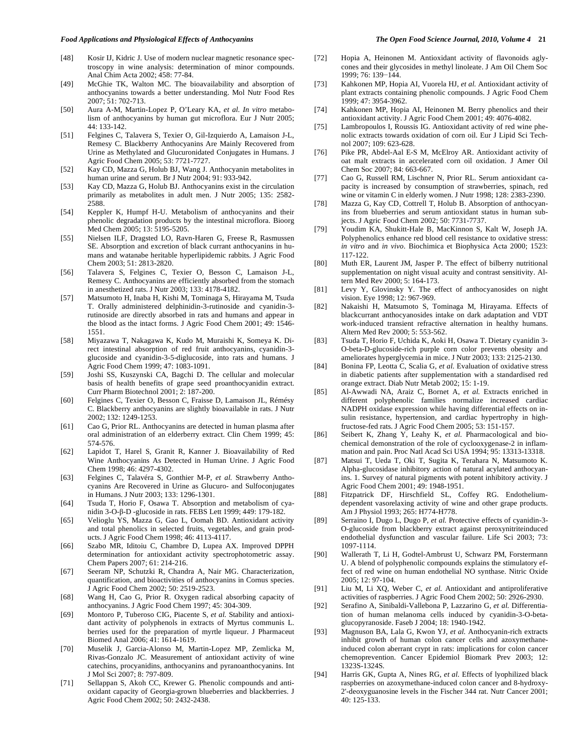[48] Kosir IJ, Kidric J. Use of modern nuclear magnetic resonance spectroscopy in wine analysis: determination of minor compounds. Anal Chim Acta 2002; 458: 77-84.

[49] McGhie TK, Walton MC. The bioavailability and absorption of anthocyanins towards a better understanding. Mol Nutr Food Res 2007; 51: 702-713.

[50] Aura A-M, Martin-Lopez P, O'Leary KA, *et al. In vitro* metabolism of anthocyanins by human gut microflora. Eur J Nutr 2005; 44: 133-142.

[51] Felgines C, Talavera S, Texier O, Gil-Izquierdo A, Lamaison J-L, Remesy C. Blackberry Anthocyanins Are Mainly Recovered from Urine as Methylated and Glucuronidated Conjugates in Humans. J Agric Food Chem 2005; 53: 7721-7727.

[52] Kay CD, Mazza G, Holub BJ, Wang J. Anthocyanin metabolites in human urine and serum. Br J Nutr 2004; 91: 933-942.

[53] Kay CD, Mazza G, Holub BJ. Anthocyanins exist in the circulation primarily as metabolites in adult men. J Nutr 2005; 135: 2582-2588.

[54] Keppler K, Humpf H-U. Metabolism of anthocyanins and their phenolic degradation products by the intestinal microflora. Bioorg Med Chem 2005; 13: 5195-5205.

[55] Nielsen ILF, Dragsted LO, Ravn-Haren G, Freese R, Rasmussen SE. Absorption and excretion of black currant anthocyanins in humans and watanabe heritable hyperlipidemic rabbits. J Agric Food Chem 2003; 51: 2813-2820.

[56] Talavera S, Felgines C, Texier O, Besson C, Lamaison J-L, Remesy C. Anthocyanins are efficiently absorbed from the stomach in anesthetized rats. J Nutr 2003; 133: 4178-4182.

[57] Matsumoto H, Inaba H, Kishi M, Tominaga S, Hirayama M, Tsuda T. Orally administered delphinidin-3-rutinoside and cyanidin-3-rutinoside are directly absorbed in rats and humans and appear in the blood as the intact forms. J Agric Food Chem 2001; 49: 1546-1551.

[58] Miyazawa T, Nakagawa K, Kudo M, Muraishi K, Someya K. Direct intestinal absorption of red fruit anthocyanins, cyanidin-3-glucoside and cyanidin-3-5-diglucoside, into rats and humans. J Agric Food Chem 1999; 47: 1083-1091.

[59] Joshi SS, Kuszynski CA, Bagchi D. The cellular and molecular basis of health benefits of grape seed proanthocyanidin extract. Curr Pharm Biotechnol 2001; 2: 187-200.

[60] Felgines C, Texier O, Besson C, Fraisse D, Lamaison JL, Rémésy C. Blackberry anthocyanins are slightly bioavailable in rats. J Nutr 2002; 132: 1249-1253.

[61] Cao G, Prior RL. Anthocyanins are detected in human plasma after oral administration of an elderberry extract. Clin Chem 1999; 45: 574-576.

[62] Lapidot T, Harel S, Granit R, Kanner J. Bioavailability of Red Wine Anthocyanins As Detected in Human Urine. J Agric Food Chem 1998; 46: 4297-4302.

[63] Felgines C, Talavéra S, Gonthier M-P, *et al.* Strawberry Anthocyanins Are Recovered in Urine as Glucuro- and Sulfoconjugates in Humans. J Nutr 2003; 133: 1296-1301.

[64] Tsuda T, Horio F, Osawa T. Absorption and metabolism of cyanidin 3-O-β-D -glucoside in rats. FEBS Lett 1999; 449: 179-182.

[65] Velioglu YS, Mazza G, Gao L, Oomah BD. Antioxidant activity and total phenolics in selected fruits, vegetables, and grain products. J Agric Food Chem 1998; 46: 4113-4117.

[66] Szabo MR, Iditoiu C, Chambre D, Lupea AX. Improved DPPH determination for antioxidant activity spectrophotometric assay. Chem Papers 2007; 61: 214-216.

[67] Seeram NP, Schutzki R, Chandra A, Nair MG. Characterization, quantification, and bioactivities of anthocyanins in Cornus species. J Agric Food Chem 2002; 50: 2519-2523.

[68] Wang H, Cao G, Prior R. Oxygen radical absorbing capacity of anthocyanins. J Agric Food Chem 1997; 45: 304-309.

[69] Montoro P, Tuberoso CIG, Piacente S, *et al.* Stability and antioxidant activity of polyphenols in extracts of Myrtus communis L. berries used for the preparation of myrtle liqueur. J Pharmaceut Biomed Anal 2006; 41: 1614-1619.

[70] Muselik J, Garcia-Alonso M, Martin-Lopez MP, Zemlicka M, Rivas-Gonzalo JC. Measurement of antioxidant activity of wine catechins, procyanidins, anthocyanins and pyranoanthocyanins. Int J Mol Sci 2007; 8: 797-809.

[71] Sellappan S, Akoh CC, Krewer G. Phenolic compounds and antioxidant capacity of Georgia-grown blueberries and blackberries. J Agric Food Chem 2002; 50: 2432-2438.

[72] Hopia A, Heinonen M. Antioxidant activity of flavonoids aglycones and their glycosides in methyl linoleate. J Am Oil Chem Soc 1999; 76: 139−144.

[73] Kahkonen MP, Hopia AI, Vuorela HJ, *et al.* Antioxidant activity of plant extracts containing phenolic compounds. J Agric Food Chem 1999; 47: 3954-3962.

[74] Kahkonen MP, Hopia AI, Heinonen M. Berry phenolics and their antioxidant activity. J Agric Food Chem 2001; 49: 4076-4082.

[75] Lambropoulos I, Roussis IG. Antioxidant activity of red wine phenolic extracts towards oxidation of corn oil. Eur J Lipid Sci Technol 2007; 109: 623-628.

[76] Pike PR, Abdel-Aal E-S M, McElroy AR. Antioxidant activity of oat malt extracts in accelerated corn oil oxidation. J Amer Oil Chem Soc 2007; 84: 663-667.

[77] Cao G, Russell RM, Lischner N, Prior RL. Serum antioxidant capacity is increased by consumption of strawberries, spinach, red wine or vitamin C in elderly women. J Nutr 1998; 128: 2383-2390.

[78] Mazza G, Kay CD, Cottrell T, Holub B. Absorption of anthocyanins from blueberries and serum antioxidant status in human subjects. J Agric Food Chem 2002; 50: 7731-7737.

[79] Youdim KA, Shukitt-Hale B, MacKinnon S, Kalt W, Joseph JA. Polyphenolics enhance red blood cell resistance to oxidative stress: *in vitro* and *in vivo*. Biochimica et Biophysica Acta 2000; 1523: 117-122.

[80] Muth ER, Laurent JM, Jasper P. The effect of bilberry nutritional supplementation on night visual acuity and contrast sensitivity. Altern Med Rev 2000; 5: 164-173.

[81] Levy Y, Glovinsky Y. The effect of anthocyanosides on night vision. Eye 1998; 12: 967-969.

[82] Nakaishi H, Matsumoto S, Tominaga M, Hirayama. Effects of blackcurrant anthocyanosides intake on dark adaptation and VDT work-induced transient refractive alternation in healthy humans. Altern Med Rev 2000; 5: 553-562.

[83] Tsuda T, Horio F, Uchida K, Aoki H, Osawa T. Dietary cyanidin 3-O-beta-D-glucoside-rich purple corn color prevents obesity and ameliorates hyperglycemia in mice. J Nutr 2003; 133: 2125-2130.

[84] Bonina FP, Leotta C, Scalia G, *et al.* Evaluation of oxidative stress in diabetic patients after supplementation with a standardised red orange extract. Diab Nutr Metab 2002; 15: 1-19.

[85] Al-Awwadi NA, Araiz C, Bornet A, *et al.* Extracts enriched in different polyphenolic families normalize increased cardiac NADPH oxidase expression while having differential effects on insulin resistance, hypertension, and cardiac hypertrophy in high-fructose-fed rats. J Agric Food Chem 2005; 53: 151-157.

[86] Seibert K, Zhang Y, Leahy K, *et al.* Pharmacological and biochemical demonstration of the role of cyclooxygenase-2 in inflammation and pain. Proc Natl Acad Sci USA 1994; 95: 13313-13318.

[87] Matsui T, Ueda T, Oki T, Sugita K, Terahara N, Matsumoto K. Alpha-glucosidase inhibitory action of natural acylated anthocyanins. 1. Survey of natural pigments with potent inhibitory activity. J Agric Food Chem 2001; 49: 1948-1951.

[88] Fitzpatrick DF, Hirschfield SL, Coffey RG. Endothelium-dependent vasorelaxing activity of wine and other grape products. Am J Physiol 1993; 265: H774-H778.

[89] Serraino I, Dugo L, Dugo P, *et al.* Protective effects of cyanidin-3-O-glucoside from blackberry extract against peroxynitriteinduced endothelial dysfunction and vascular failure. Life Sci 2003; 73: 1097-1114.

[90] Wallerath T, Li H, Godtel-Ambrust U, Schwarz PM, Forstermann U. A blend of polyphenolic compounds explains the stimulatory effect of red wine on human endothelial NO synthase. Nitric Oxide 2005; 12: 97-104.

[91] Liu M, Li XQ, Weber C, *et al.* Antioxidant and antiproliferative activities of raspberries. J Agric Food Chem 2002; 50: 2926-2930.

[92] Serafino A, Sinibaldi-Vallebona P, Lazzarino G, *et al.* Differentiation of human melanoma cells induced by cyanidin-3-O-beta-glucopyranoside. Faseb J 2004; 18: 1940-1942.

[93] Magnuson BA, Lala G, Kwon YJ, *et al.* Anthocyanin-rich extracts inhibit growth of human colon cancer cells and azoxymethane-induced colon aberrant crypt in rats: implications for colon cancer chemoprevention. Cancer Epidemiol Biomark Prev 2003; 12: 1323S-1324S.

[94] Harris GK, Gupta A, Nines RG, *et al.* Effects of lyophilized black raspberries on azoxymethane-induced colon cancer and 8-hydroxy-2'-deoxyguanosine levels in the Fischer 344 rat. Nutr Cancer 2001; 40: 125-133.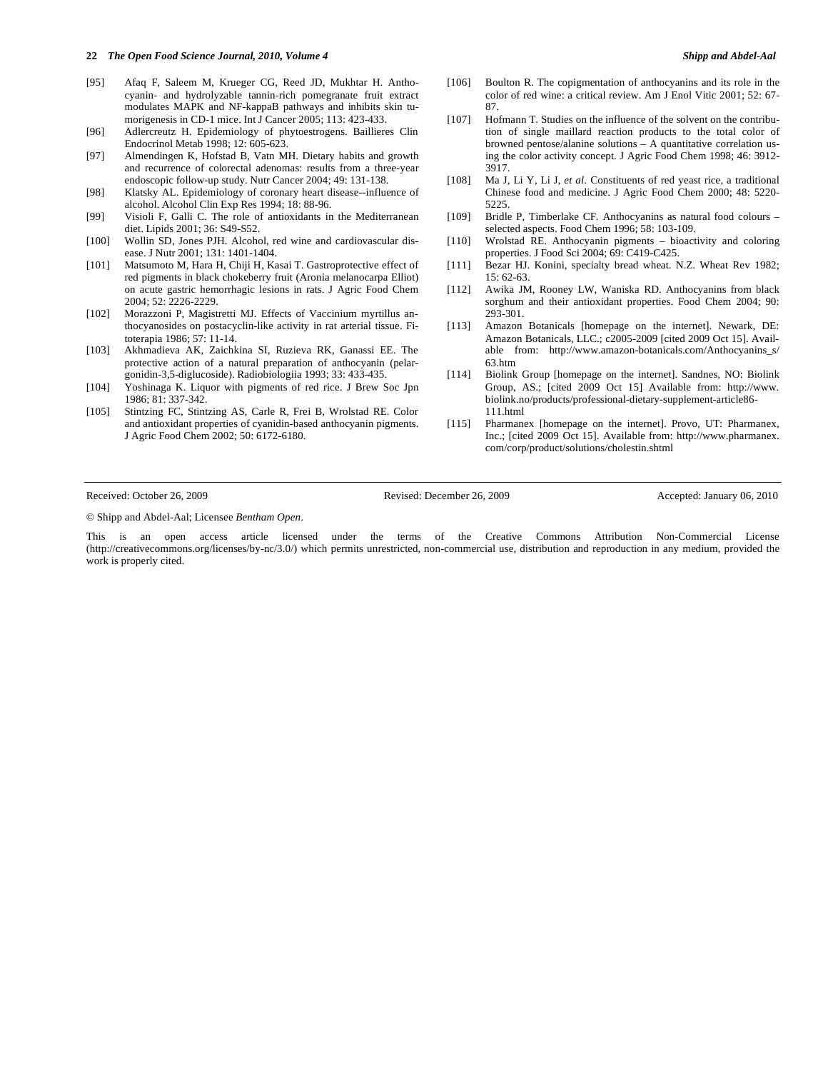[95] Afaq F, Saleem M, Krueger CG, Reed JD, Mukhtar H. Anthocyanin- and hydrolyzable tannin-rich pomegranate fruit extract modulates MAPK and NF-kappaB pathways and inhibits skin tumorigenesis in CD-1 mice. Int J Cancer 2005; 113: 423-433.

[96] Adlercreutz H. Epidemiology of phytoestrogens. Baillieres Clin Endocrinol Metab 1998; 12: 605-623.

[97] Almendingen K, Hofstad B, Vatn MH. Dietary habits and growth and recurrence of colorectal adenomas: results from a three-year endoscopic follow-up study. Nutr Cancer 2004; 49: 131-138.

[98] Klatsky AL. Epidemiology of coronary heart disease--influence of alcohol. Alcohol Clin Exp Res 1994; 18: 88-96.

[99] Visioli F, Galli C. The role of antioxidants in the Mediterranean diet. Lipids 2001; 36: S49-S52.

[100] Wollin SD, Jones PJH. Alcohol, red wine and cardiovascular disease. J Nutr 2001; 131: 1401-1404.

[101] Matsumoto M, Hara H, Chiji H, Kasai T. Gastroprotective effect of red pigments in black chokeberry fruit (Aronia melanocarpa Elliot) on acute gastric hemorrhagic lesions in rats. J Agric Food Chem 2004; 52: 2226-2229.

[102] Morazzoni P, Magistretti MJ. Effects of Vaccinium myrtillus anthocyanosides on postacyclin-like activity in rat arterial tissue. Fitoterapia 1986; 57: 11-14.

[103] Akhmadieva AK, Zaichkina SI, Ruzieva RK, Ganassi EE. The protective action of a natural preparation of anthocyanin (pelargonidin-3,5-diglucoside). Radiobiologiia 1993; 33: 433-435.

[104] Yoshinaga K. Liquor with pigments of red rice. J Brew Soc Jpn 1986; 81: 337-342.

[105] Stintzing FC, Stintzing AS, Carle R, Frei B, Wrolstad RE. Color and antioxidant properties of cyanidin-based anthocyanin pigments. J Agric Food Chem 2002; 50: 6172-6180.

[106] Boulton R. The copigmentation of anthocyanins and its role in the color of red wine: a critical review. Am J Enol Vitic 2001; 52: 67-87.

[107] Hofmann T. Studies on the influence of the solvent on the contribution of single maillard reaction products to the total color of browned pentose/alanine solutions – A quantitative correlation using the color activity concept. J Agric Food Chem 1998; 46: 3912-3917.

[108] Ma J, Li Y, Li J, *et al*. Constituents of red yeast rice, a traditional Chinese food and medicine. J Agric Food Chem 2000; 48: 5220-5225.

[109] Bridle P, Timberlake CF. Anthocyanins as natural food colours – selected aspects. Food Chem 1996; 58: 103-109.

[110] Wrolstad RE. Anthocyanin pigments – bioactivity and coloring properties. J Food Sci 2004; 69: C419-C425.

[111] Bezar HJ. Konini, specialty bread wheat. N.Z. Wheat Rev 1982; 15: 62-63.

[112] Awika JM, Rooney LW, Waniska RD. Anthocyanins from black sorghum and their antioxidant properties. Food Chem 2004; 90: 293-301.

[113] Amazon Botanicals [homepage on the internet]. Newark, DE: Amazon Botanicals, LLC.; c2005-2009 [cited 2009 Oct 15]. Available from: http://www.amazon-botanicals.com/Anthocyanins_s/63.htm

[114] Biolink Group [homepage on the internet]. Sandnes, NO: Biolink Group, AS.; [cited 2009 Oct 15] Available from: http://www.biolink.no/products/professional-dietary-supplement-article86-111.html

[115] Pharmanex [homepage on the internet]. Provo, UT: Pharmanex, Inc.; [cited 2009 Oct 15]. Available from: http://www.pharmanex.com/corp/product/solutions/cholestin.shtml

---

Received: October 26, 2009    Revised: December 26, 2009    Accepted: January 06, 2010

© Shipp and Abdel-Aal; Licensee *Bentham Open*.

This is an open access article licensed under the terms of the Creative Commons Attribution Non-Commercial License (http://creativecommons.org/licenses/by-nc/3.0/) which permits unrestricted, non-commercial use, distribution and reproduction in any medium, provided the work is properly cited.